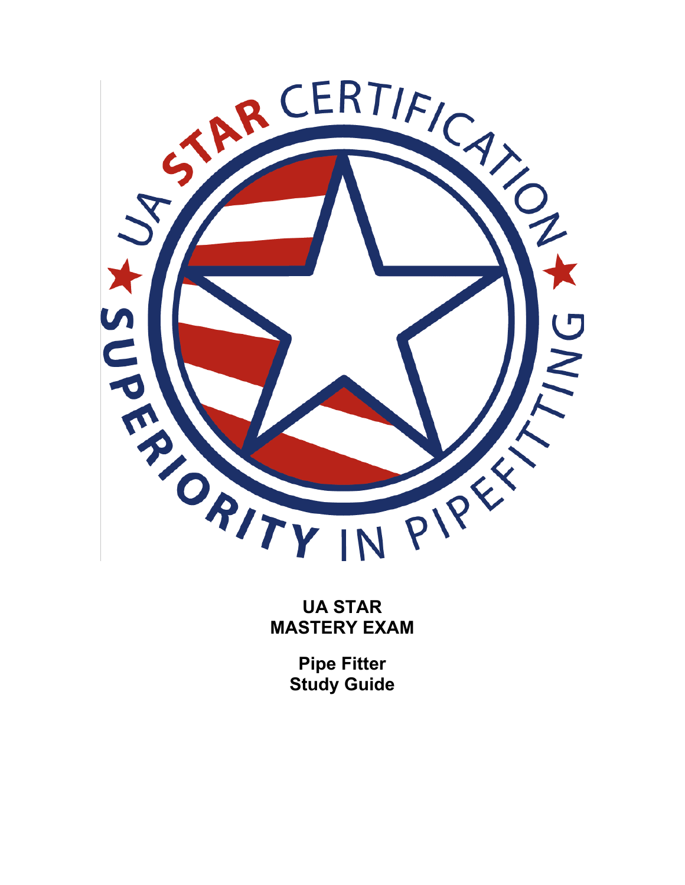UA STAR CERTIFICATION

SUPERIORITY IN PIPEFITTING

# UA STAR MASTERY EXAM

## Pipe Fitter Study Guide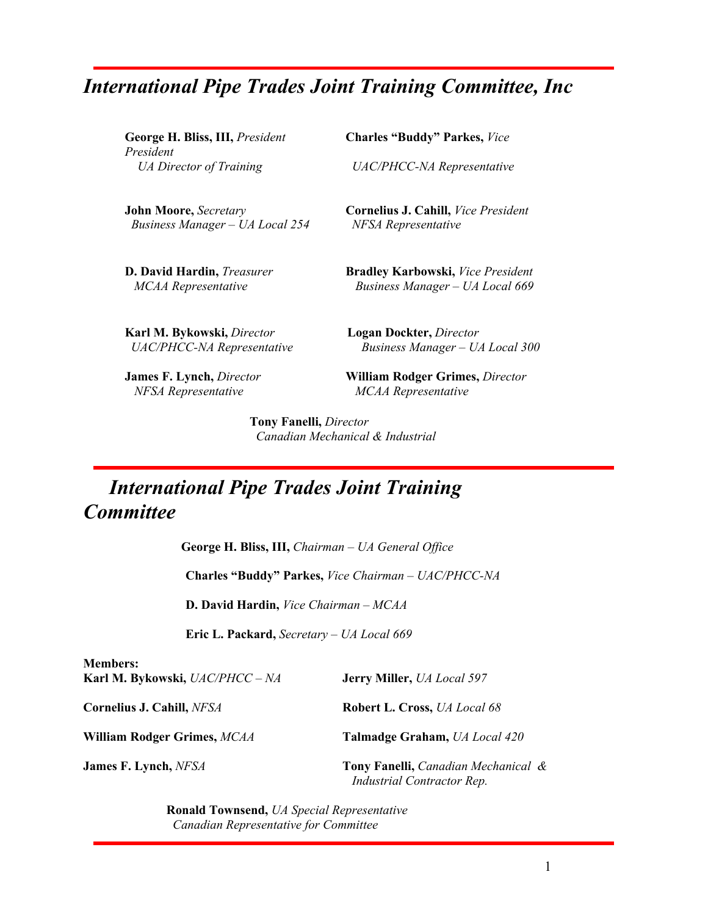## *International Pipe Trades Joint Training Committee, Inc*

**George H. Bliss, III,** *President*
*UA Director of Training*

**Charles "Buddy" Parkes,** *Vice President*
*UAC/PHCC-NA Representative*

**John Moore,** *Secretary*
*Business Manager – UA Local 254*

**Cornelius J. Cahill,** *Vice President*
*NFSA Representative*

**D. David Hardin,** *Treasurer*
*MCAA Representative*

**Bradley Karbowski,** *Vice President*
*Business Manager – UA Local 669*

**Karl M. Bykowski,** *Director*
*UAC/PHCC-NA Representative*

**Logan Dockter,** *Director*
*Business Manager – UA Local 300*

**James F. Lynch,** *Director*
*NFSA Representative*

**William Rodger Grimes,** *Director*
*MCAA Representative*

**Tony Fanelli,** *Director*
*Canadian Mechanical & Industrial*

## *International Pipe Trades Joint Training Committee*

**George H. Bliss, III,** *Chairman – UA General Office*

**Charles "Buddy" Parkes,** *Vice Chairman – UAC/PHCC-NA*

**D. David Hardin,** *Vice Chairman – MCAA*

**Eric L. Packard,** *Secretary – UA Local 669*

**Members:**

**Karl M. Bykowski,** *UAC/PHCC – NA*

**Cornelius J. Cahill,** *NFSA*

**William Rodger Grimes,** *MCAA*

**James F. Lynch,** *NFSA*

**Jerry Miller,** *UA Local 597*

**Robert L. Cross,** *UA Local 68*

**Talmadge Graham,** *UA Local 420*

**Tony Fanelli,** *Canadian Mechanical & Industrial Contractor Rep.*

**Ronald Townsend,** *UA Special Representative*
*Canadian Representative for Committee*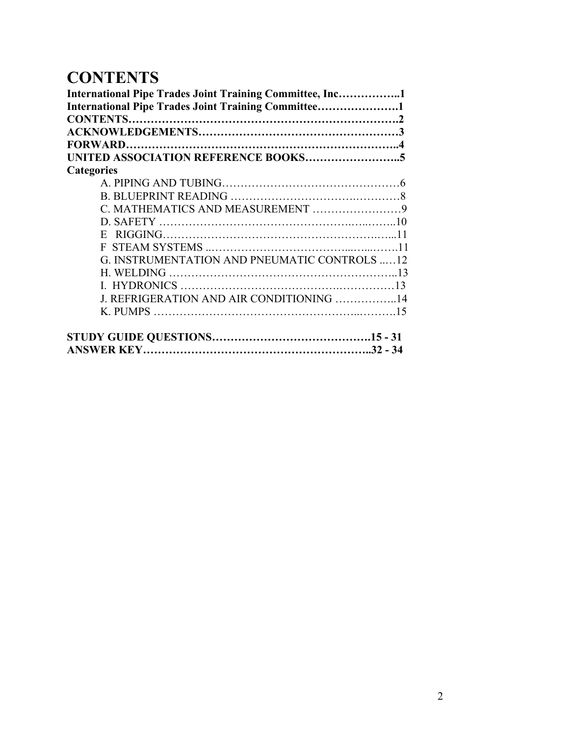# CONTENTS

**International Pipe Trades Joint Training Committee, Inc……………..1**
**International Pipe Trades Joint Training Committee………………….1**
**CONTENTS…………………………………………………………….2**
**ACKNOWLEDGEMENTS………………………………………………3**
**FORWARD………………………………………………………………..4**
**UNITED ASSOCIATION REFERENCE BOOKS……………………..5**
**Categories**

- A. PIPING AND TUBING…………………………………………6
- B. BLUEPRINT READING …………………………….…………8
- C. MATHEMATICS AND MEASUREMENT ……………………9
- D. SAFETY …………………………………………..…...……..10
- E RIGGING……………………………………………………...11
- F STEAM SYSTEMS ..…………………………….......……11
- G. INSTRUMENTATION AND PNEUMATIC CONTROLS ..…12
- H. WELDING …………………………………………………..13
- I. HYDRONICS ………………………………….……………13
- J. REFRIGERATION AND AIR CONDITIONING ……………..14
- K. PUMPS ……………………………………………..……….15

**STUDY GUIDE QUESTIONS…………………………………….15 - 31**
**ANSWER KEY……………………………………………………..32 - 34**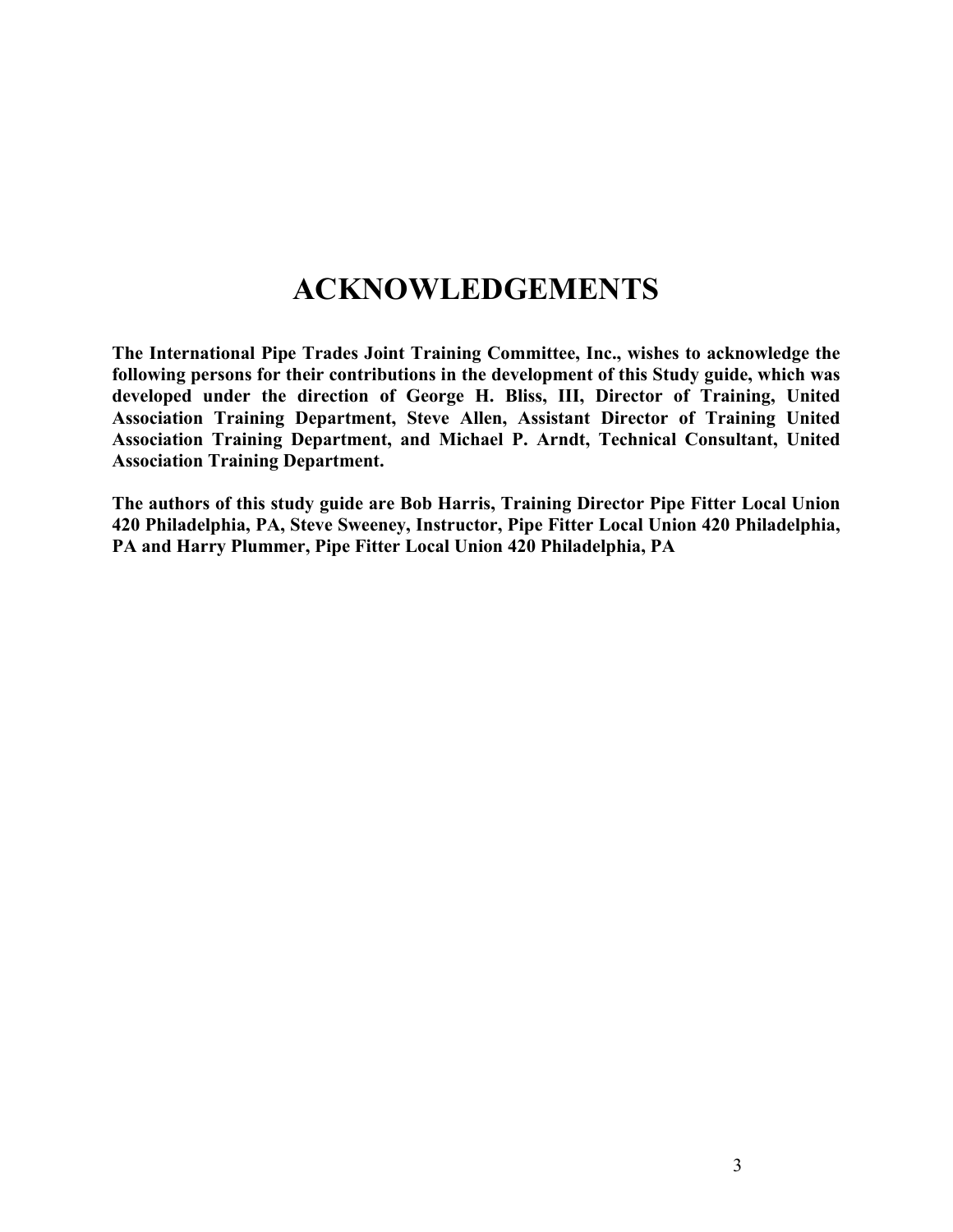# ACKNOWLEDGEMENTS

**The International Pipe Trades Joint Training Committee, Inc., wishes to acknowledge the following persons for their contributions in the development of this Study guide, which was developed under the direction of George H. Bliss, III, Director of Training, United Association Training Department, Steve Allen, Assistant Director of Training United Association Training Department, and Michael P. Arndt, Technical Consultant, United Association Training Department.**

**The authors of this study guide are Bob Harris, Training Director Pipe Fitter Local Union 420 Philadelphia, PA, Steve Sweeney, Instructor, Pipe Fitter Local Union 420 Philadelphia, PA and Harry Plummer, Pipe Fitter Local Union 420 Philadelphia, PA**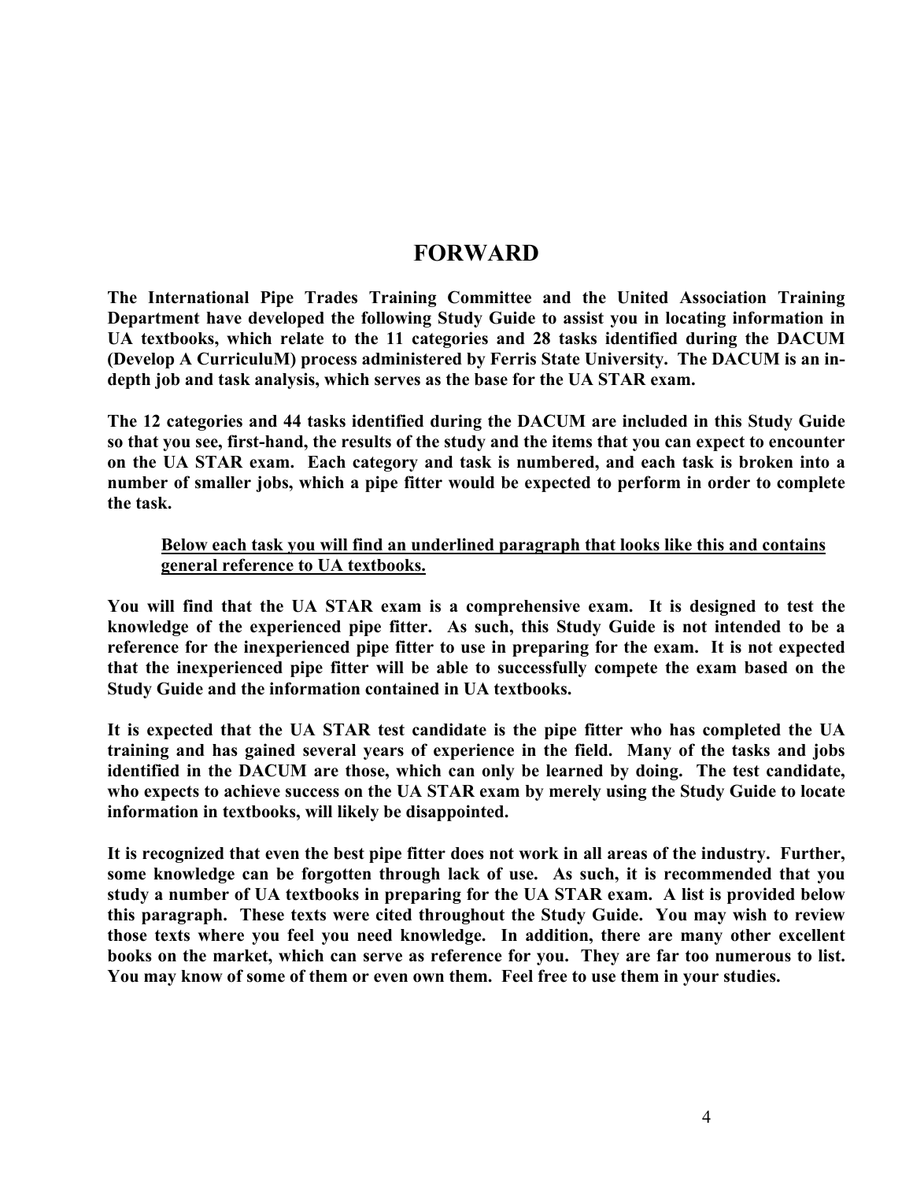# FORWARD

**The International Pipe Trades Training Committee and the United Association Training Department have developed the following Study Guide to assist you in locating information in UA textbooks, which relate to the 11 categories and 28 tasks identified during the DACUM (Develop A CurriculuM) process administered by Ferris State University. The DACUM is an in-depth job and task analysis, which serves as the base for the UA STAR exam.**

**The 12 categories and 44 tasks identified during the DACUM are included in this Study Guide so that you see, first-hand, the results of the study and the items that you can expect to encounter on the UA STAR exam. Each category and task is numbered, and each task is broken into a number of smaller jobs, which a pipe fitter would be expected to perform in order to complete the task.**

> **<u>Below each task you will find an underlined paragraph that looks like this and contains general reference to UA textbooks.</u>**

**You will find that the UA STAR exam is a comprehensive exam. It is designed to test the knowledge of the experienced pipe fitter. As such, this Study Guide is not intended to be a reference for the inexperienced pipe fitter to use in preparing for the exam. It is not expected that the inexperienced pipe fitter will be able to successfully compete the exam based on the Study Guide and the information contained in UA textbooks.**

**It is expected that the UA STAR test candidate is the pipe fitter who has completed the UA training and has gained several years of experience in the field. Many of the tasks and jobs identified in the DACUM are those, which can only be learned by doing. The test candidate, who expects to achieve success on the UA STAR exam by merely using the Study Guide to locate information in textbooks, will likely be disappointed.**

**It is recognized that even the best pipe fitter does not work in all areas of the industry. Further, some knowledge can be forgotten through lack of use. As such, it is recommended that you study a number of UA textbooks in preparing for the UA STAR exam. A list is provided below this paragraph. These texts were cited throughout the Study Guide. You may wish to review those texts where you feel you need knowledge. In addition, there are many other excellent books on the market, which can serve as reference for you. They are far too numerous to list. You may know of some of them or even own them. Feel free to use them in your studies.**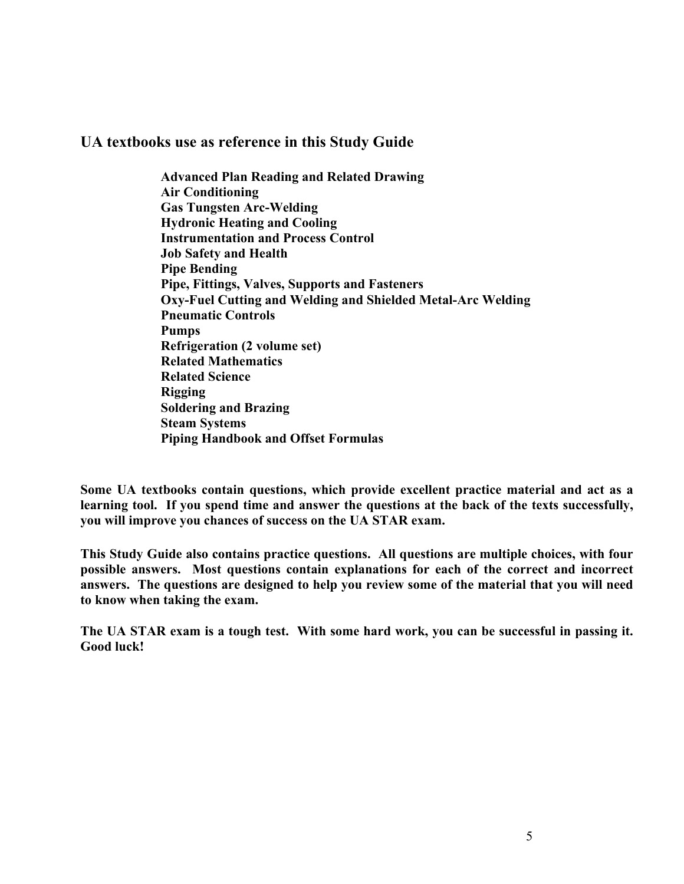## UA textbooks use as reference in this Study Guide

**Advanced Plan Reading and Related Drawing**
**Air Conditioning**
**Gas Tungsten Arc-Welding**
**Hydronic Heating and Cooling**
**Instrumentation and Process Control**
**Job Safety and Health**
**Pipe Bending**
**Pipe, Fittings, Valves, Supports and Fasteners**
**Oxy-Fuel Cutting and Welding and Shielded Metal-Arc Welding**
**Pneumatic Controls**
**Pumps**
**Refrigeration (2 volume set)**
**Related Mathematics**
**Related Science**
**Rigging**
**Soldering and Brazing**
**Steam Systems**
**Piping Handbook and Offset Formulas**

**Some UA textbooks contain questions, which provide excellent practice material and act as a learning tool. If you spend time and answer the questions at the back of the texts successfully, you will improve you chances of success on the UA STAR exam.**

**This Study Guide also contains practice questions. All questions are multiple choices, with four possible answers. Most questions contain explanations for each of the correct and incorrect answers. The questions are designed to help you review some of the material that you will need to know when taking the exam.**

**The UA STAR exam is a tough test. With some hard work, you can be successful in passing it. Good luck!**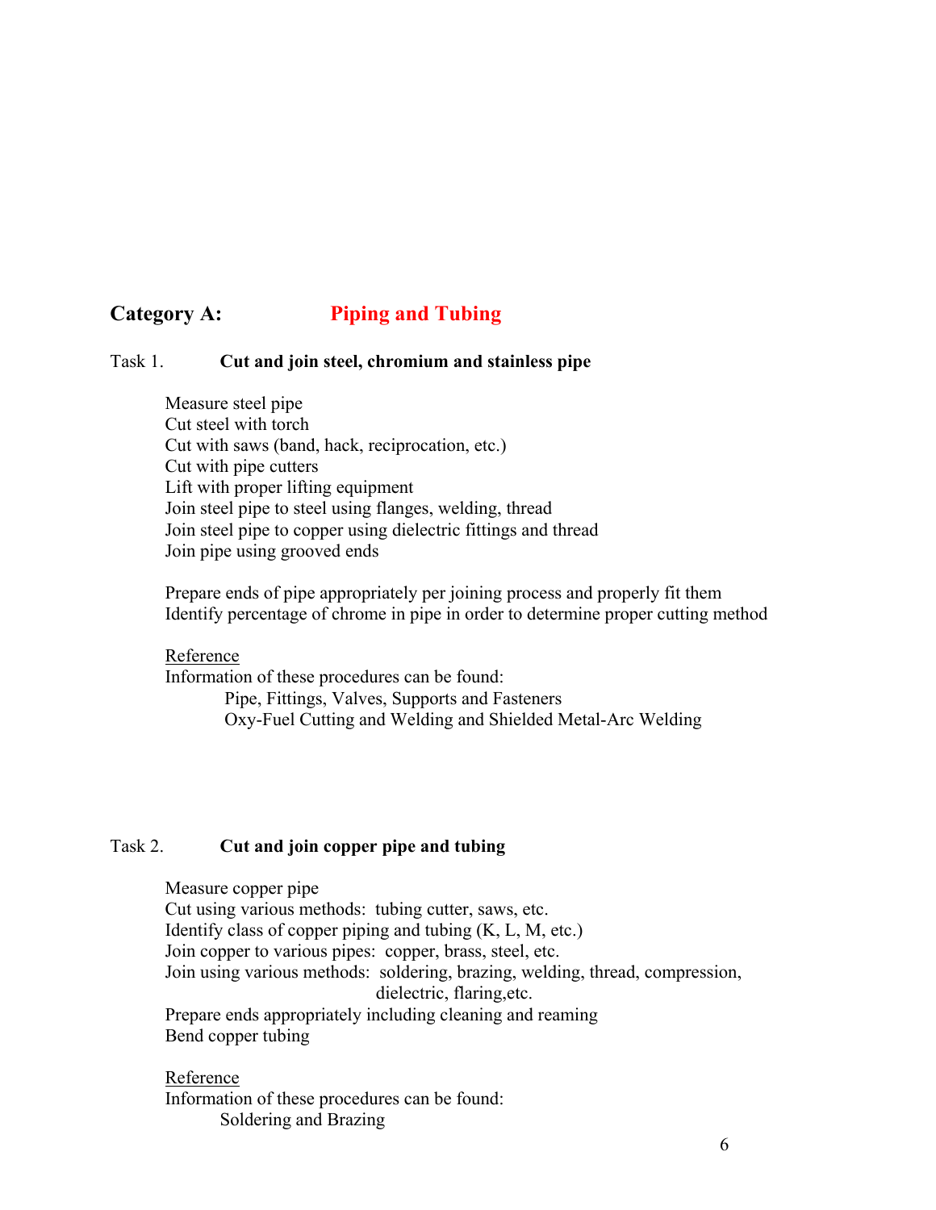## Category A: Piping and Tubing

Task 1. **Cut and join steel, chromium and stainless pipe**

Measure steel pipe
Cut steel with torch
Cut with saws (band, hack, reciprocation, etc.)
Cut with pipe cutters
Lift with proper lifting equipment
Join steel pipe to steel using flanges, welding, thread
Join steel pipe to copper using dielectric fittings and thread
Join pipe using grooved ends

Prepare ends of pipe appropriately per joining process and properly fit them
Identify percentage of chrome in pipe in order to determine proper cutting method

Reference
Information of these procedures can be found:
Pipe, Fittings, Valves, Supports and Fasteners
Oxy-Fuel Cutting and Welding and Shielded Metal-Arc Welding

Task 2. **Cut and join copper pipe and tubing**

Measure copper pipe
Cut using various methods: tubing cutter, saws, etc.
Identify class of copper piping and tubing (K, L, M, etc.)
Join copper to various pipes: copper, brass, steel, etc.
Join using various methods: soldering, brazing, welding, thread, compression, dielectric, flaring,etc.
Prepare ends appropriately including cleaning and reaming
Bend copper tubing

Reference
Information of these procedures can be found:
Soldering and Brazing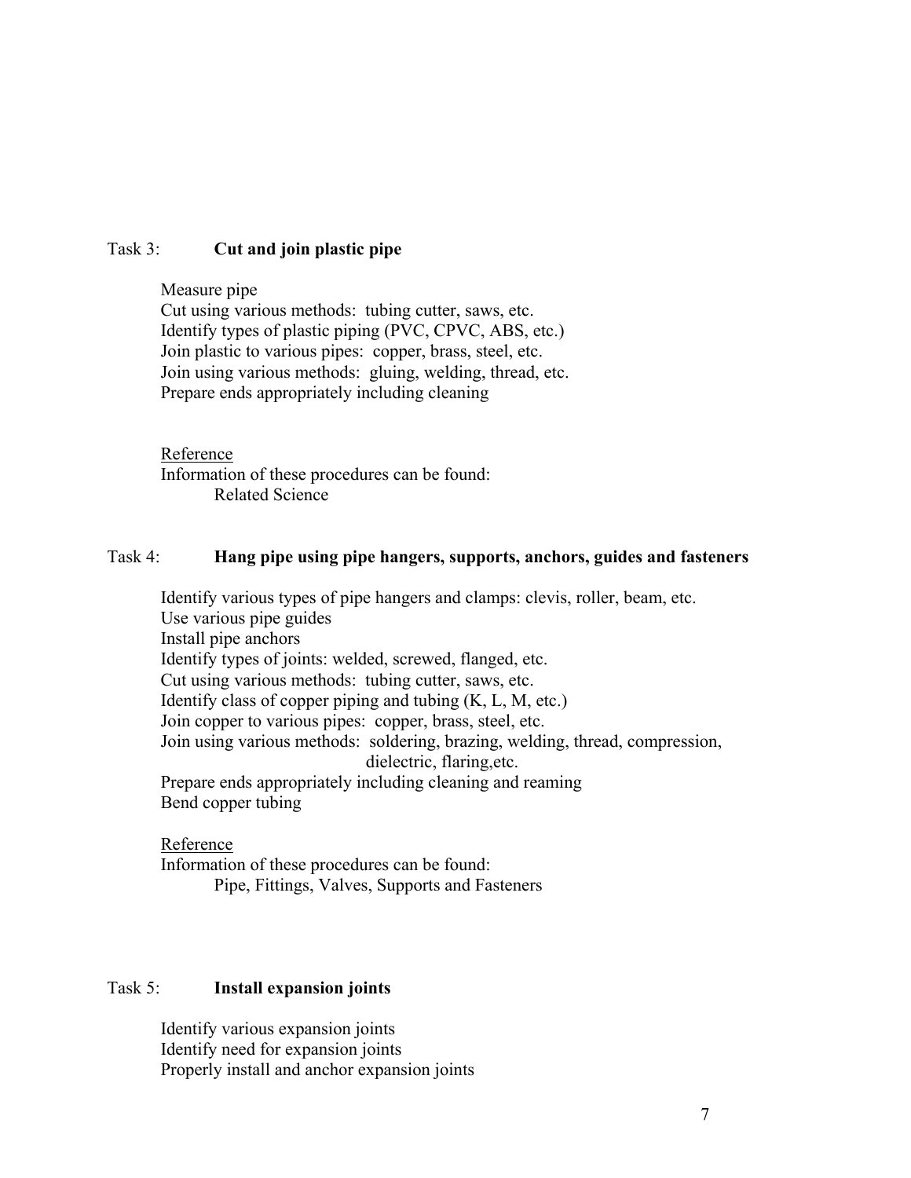Task 3: **Cut and join plastic pipe**

Measure pipe
Cut using various methods: tubing cutter, saws, etc.
Identify types of plastic piping (PVC, CPVC, ABS, etc.)
Join plastic to various pipes: copper, brass, steel, etc.
Join using various methods: gluing, welding, thread, etc.
Prepare ends appropriately including cleaning

<u>Reference</u>
Information of these procedures can be found:
Related Science

Task 4: **Hang pipe using pipe hangers, supports, anchors, guides and fasteners**

Identify various types of pipe hangers and clamps: clevis, roller, beam, etc.
Use various pipe guides
Install pipe anchors
Identify types of joints: welded, screwed, flanged, etc.
Cut using various methods: tubing cutter, saws, etc.
Identify class of copper piping and tubing (K, L, M, etc.)
Join copper to various pipes: copper, brass, steel, etc.
Join using various methods: soldering, brazing, welding, thread, compression, dielectric, flaring,etc.
Prepare ends appropriately including cleaning and reaming
Bend copper tubing

<u>Reference</u>
Information of these procedures can be found:
Pipe, Fittings, Valves, Supports and Fasteners

Task 5: **Install expansion joints**

Identify various expansion joints
Identify need for expansion joints
Properly install and anchor expansion joints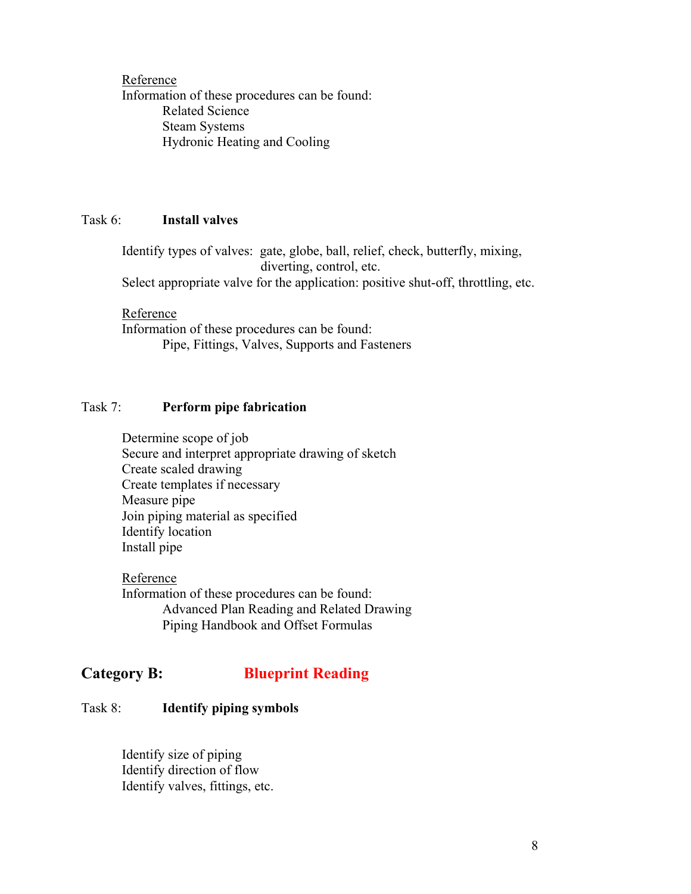Reference

Information of these procedures can be found:

- Related Science
- Steam Systems
- Hydronic Heating and Cooling

Task 6: **Install valves**

Identify types of valves: gate, globe, ball, relief, check, butterfly, mixing, diverting, control, etc.

Select appropriate valve for the application: positive shut-off, throttling, etc.

Reference

Information of these procedures can be found:

- Pipe, Fittings, Valves, Supports and Fasteners

Task 7: **Perform pipe fabrication**

- Determine scope of job
- Secure and interpret appropriate drawing of sketch
- Create scaled drawing
- Create templates if necessary
- Measure pipe
- Join piping material as specified
- Identify location
- Install pipe

Reference

Information of these procedures can be found:

- Advanced Plan Reading and Related Drawing
- Piping Handbook and Offset Formulas

## Category B: Blueprint Reading

Task 8: **Identify piping symbols**

- Identify size of piping
- Identify direction of flow
- Identify valves, fittings, etc.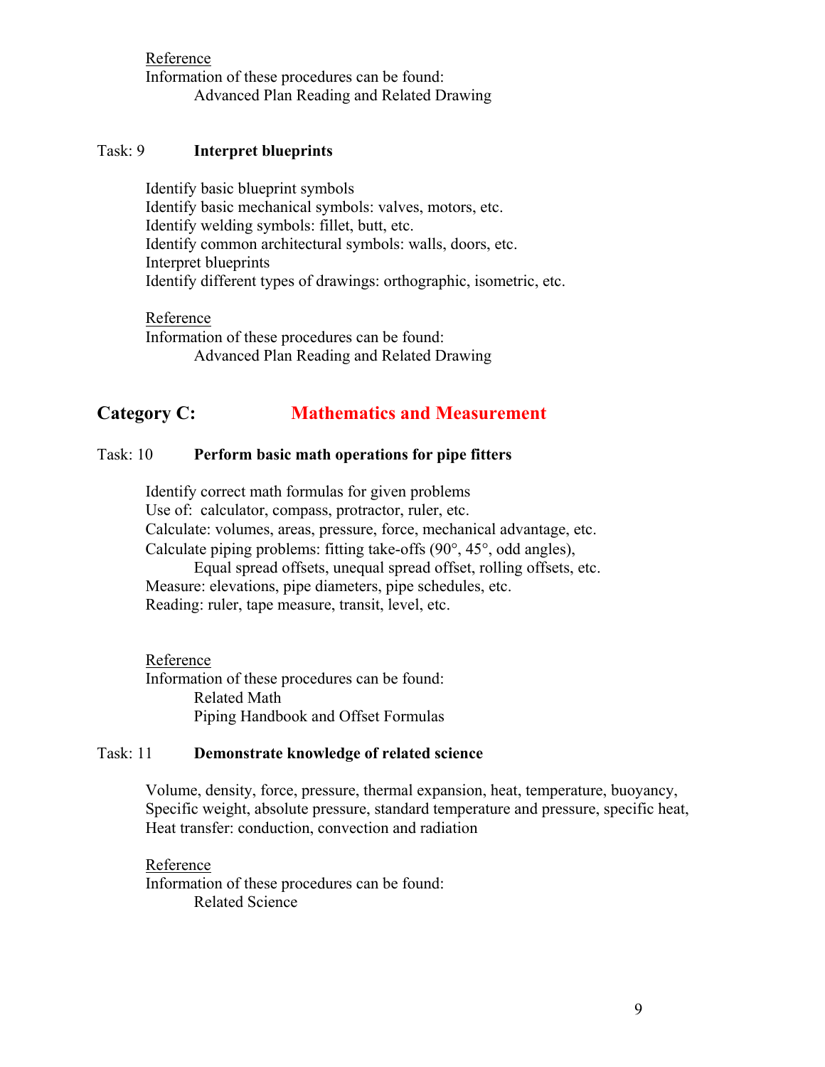Reference

Information of these procedures can be found:

Advanced Plan Reading and Related Drawing

Task: 9 **Interpret blueprints**

Identify basic blueprint symbols
Identify basic mechanical symbols: valves, motors, etc.
Identify welding symbols: fillet, butt, etc.
Identify common architectural symbols: walls, doors, etc.
Interpret blueprints
Identify different types of drawings: orthographic, isometric, etc.

Reference

Information of these procedures can be found:

Advanced Plan Reading and Related Drawing

## Category C: Mathematics and Measurement

Task: 10 **Perform basic math operations for pipe fitters**

Identify correct math formulas for given problems
Use of: calculator, compass, protractor, ruler, etc.
Calculate: volumes, areas, pressure, force, mechanical advantage, etc.
Calculate piping problems: fitting take-offs (90°, 45°, odd angles),
Equal spread offsets, unequal spread offset, rolling offsets, etc.
Measure: elevations, pipe diameters, pipe schedules, etc.
Reading: ruler, tape measure, transit, level, etc.

Reference

Information of these procedures can be found:

Related Math
Piping Handbook and Offset Formulas

Task: 11 **Demonstrate knowledge of related science**

Volume, density, force, pressure, thermal expansion, heat, temperature, buoyancy,
Specific weight, absolute pressure, standard temperature and pressure, specific heat,
Heat transfer: conduction, convection and radiation

Reference

Information of these procedures can be found:

Related Science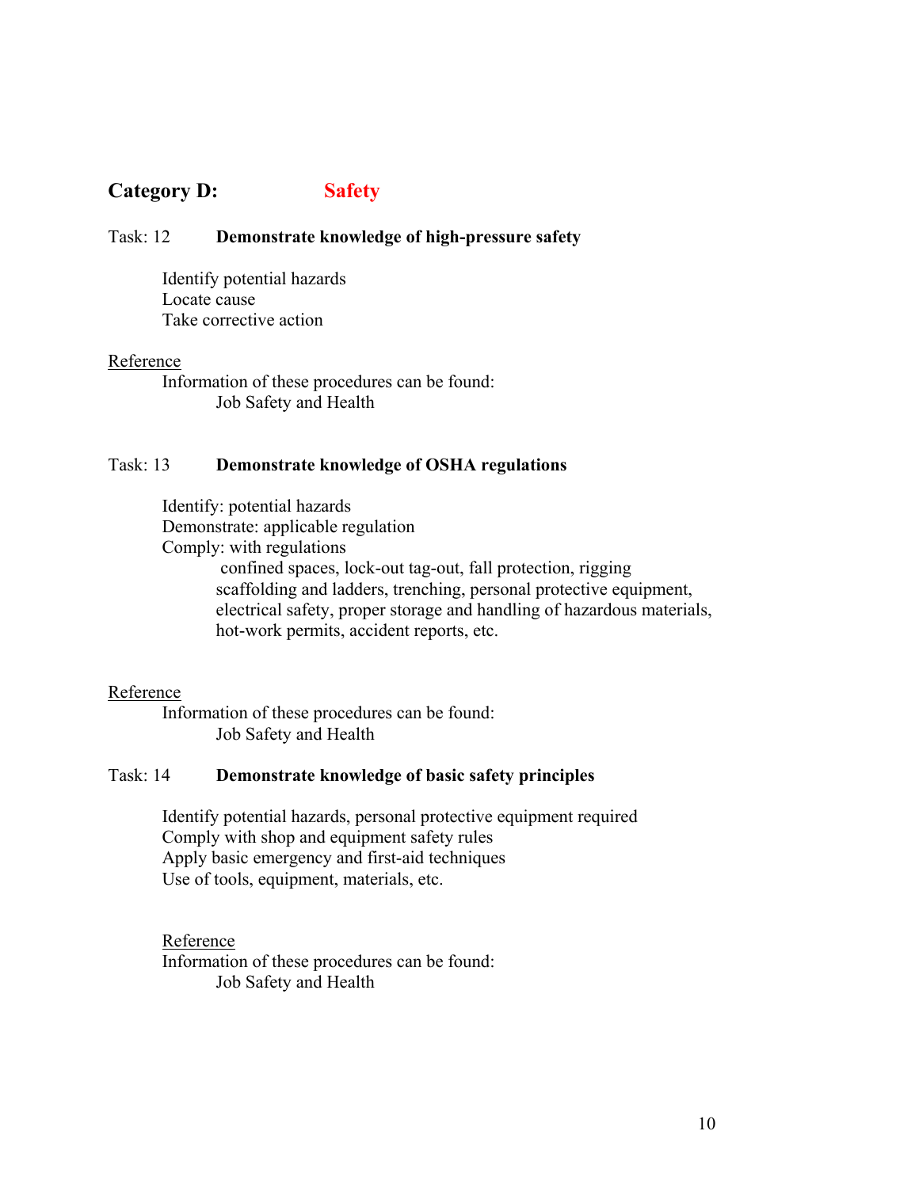## Category D: Safety

Task: 12 **Demonstrate knowledge of high-pressure safety**

Identify potential hazards
Locate cause
Take corrective action

Reference
Information of these procedures can be found:
Job Safety and Health

Task: 13 **Demonstrate knowledge of OSHA regulations**

Identify: potential hazards
Demonstrate: applicable regulation
Comply: with regulations
confined spaces, lock-out tag-out, fall protection, rigging scaffolding and ladders, trenching, personal protective equipment, electrical safety, proper storage and handling of hazardous materials, hot-work permits, accident reports, etc.

Reference
Information of these procedures can be found:
Job Safety and Health

Task: 14 **Demonstrate knowledge of basic safety principles**

Identify potential hazards, personal protective equipment required
Comply with shop and equipment safety rules
Apply basic emergency and first-aid techniques
Use of tools, equipment, materials, etc.

Reference
Information of these procedures can be found:
Job Safety and Health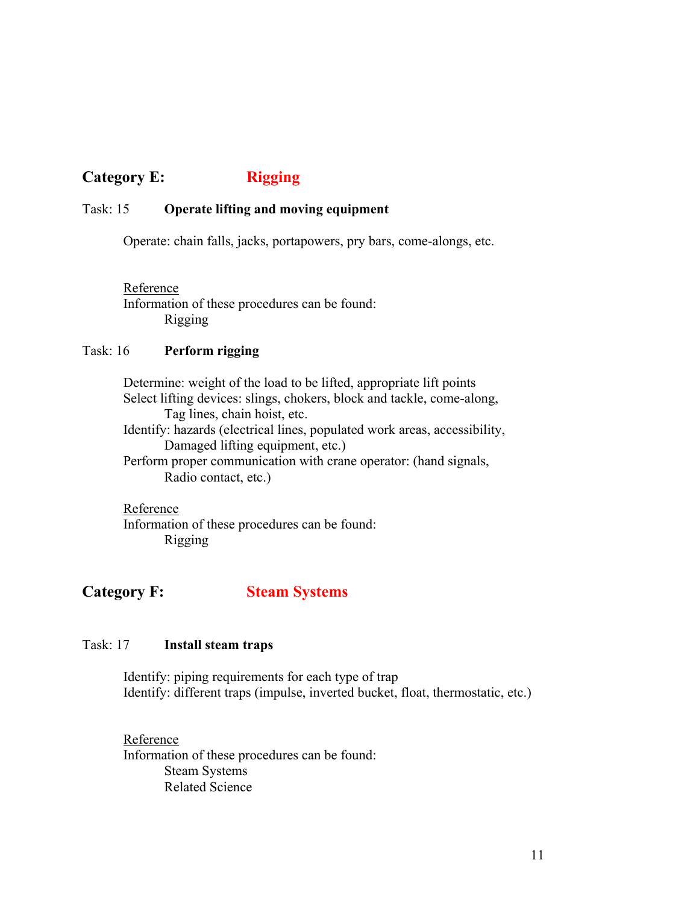## Category E: Rigging

### Task: 15 **Operate lifting and moving equipment**

Operate: chain falls, jacks, portapowers, pry bars, come-alongs, etc.

Reference
Information of these procedures can be found:
Rigging

### Task: 16 **Perform rigging**

Determine: weight of the load to be lifted, appropriate lift points
Select lifting devices: slings, chokers, block and tackle, come-along, Tag lines, chain hoist, etc.
Identify: hazards (electrical lines, populated work areas, accessibility, Damaged lifting equipment, etc.)
Perform proper communication with crane operator: (hand signals, Radio contact, etc.)

Reference
Information of these procedures can be found:
Rigging

## Category F: Steam Systems

### Task: 17 **Install steam traps**

Identify: piping requirements for each type of trap
Identify: different traps (impulse, inverted bucket, float, thermostatic, etc.)

Reference
Information of these procedures can be found:
Steam Systems
Related Science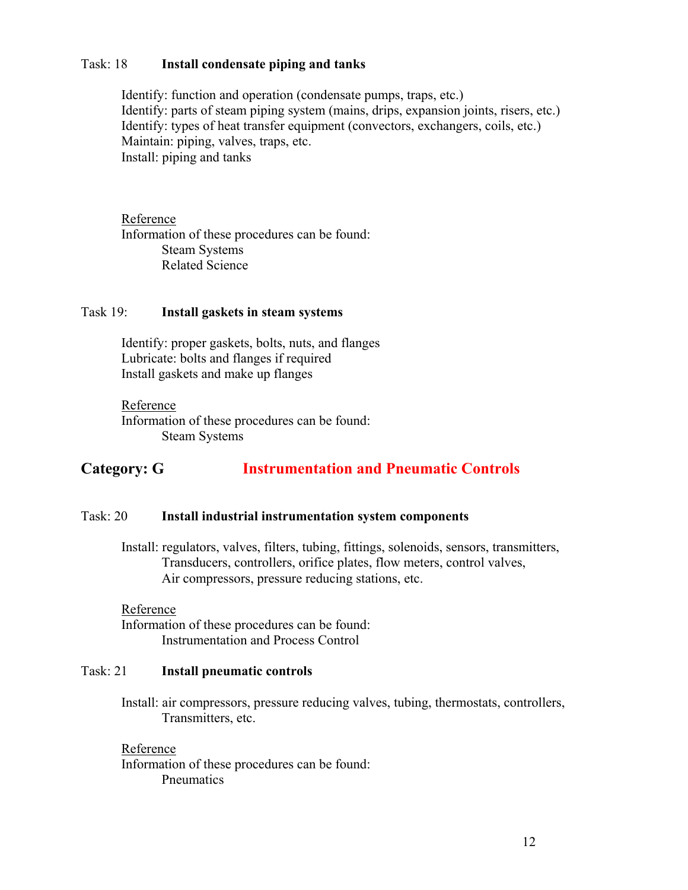Task: 18 **Install condensate piping and tanks**

Identify: function and operation (condensate pumps, traps, etc.)
Identify: parts of steam piping system (mains, drips, expansion joints, risers, etc.)
Identify: types of heat transfer equipment (convectors, exchangers, coils, etc.)
Maintain: piping, valves, traps, etc.
Install: piping and tanks

Reference
Information of these procedures can be found:
Steam Systems
Related Science

Task 19: **Install gaskets in steam systems**

Identify: proper gaskets, bolts, nuts, and flanges
Lubricate: bolts and flanges if required
Install gaskets and make up flanges

Reference
Information of these procedures can be found:
Steam Systems

## Category: G Instrumentation and Pneumatic Controls

Task: 20 **Install industrial instrumentation system components**

Install: regulators, valves, filters, tubing, fittings, solenoids, sensors, transmitters, Transducers, controllers, orifice plates, flow meters, control valves, Air compressors, pressure reducing stations, etc.

Reference
Information of these procedures can be found:
Instrumentation and Process Control

Task: 21 **Install pneumatic controls**

Install: air compressors, pressure reducing valves, tubing, thermostats, controllers, Transmitters, etc.

Reference
Information of these procedures can be found:
Pneumatics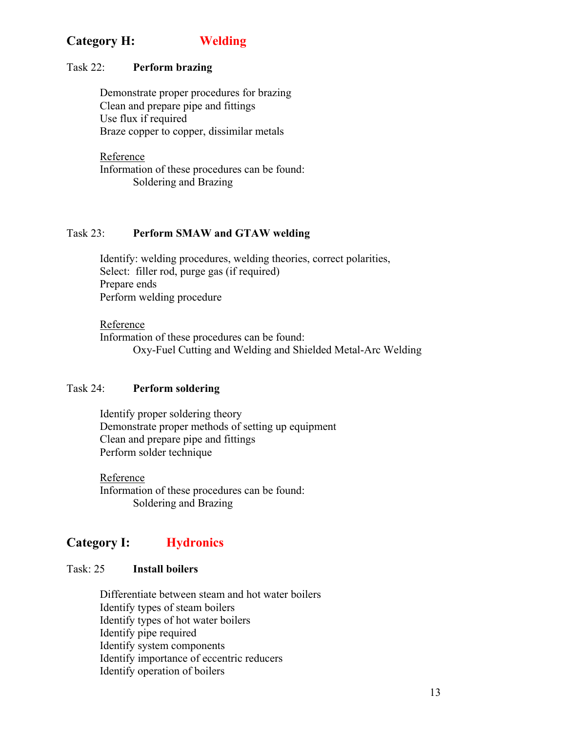## Category H: Welding

Task 22: **Perform brazing**

Demonstrate proper procedures for brazing
Clean and prepare pipe and fittings
Use flux if required
Braze copper to copper, dissimilar metals

Reference
Information of these procedures can be found:
Soldering and Brazing

Task 23: **Perform SMAW and GTAW welding**

Identify: welding procedures, welding theories, correct polarities,
Select: filler rod, purge gas (if required)
Prepare ends
Perform welding procedure

Reference
Information of these procedures can be found:
Oxy-Fuel Cutting and Welding and Shielded Metal-Arc Welding

Task 24: **Perform soldering**

Identify proper soldering theory
Demonstrate proper methods of setting up equipment
Clean and prepare pipe and fittings
Perform solder technique

Reference
Information of these procedures can be found:
Soldering and Brazing

## Category I: Hydronics

Task: 25 **Install boilers**

Differentiate between steam and hot water boilers
Identify types of steam boilers
Identify types of hot water boilers
Identify pipe required
Identify system components
Identify importance of eccentric reducers
Identify operation of boilers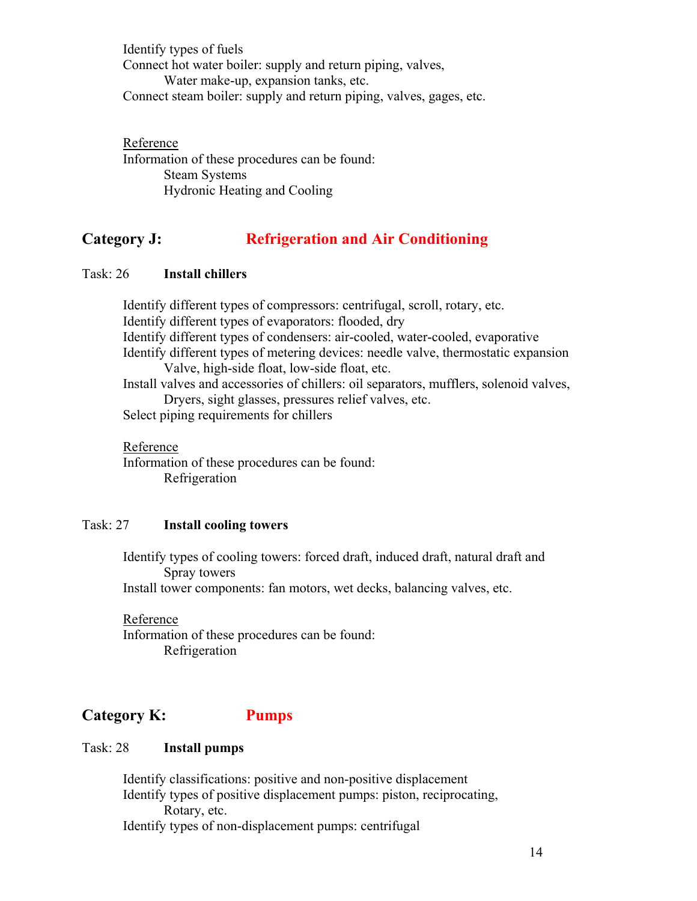Identify types of fuels
Connect hot water boiler: supply and return piping, valves,
 Water make-up, expansion tanks, etc.
Connect steam boiler: supply and return piping, valves, gages, etc.

Reference
Information of these procedures can be found:
 Steam Systems
 Hydronic Heating and Cooling

## Category J: Refrigeration and Air Conditioning

Task: 26 **Install chillers**

Identify different types of compressors: centrifugal, scroll, rotary, etc.
Identify different types of evaporators: flooded, dry
Identify different types of condensers: air-cooled, water-cooled, evaporative
Identify different types of metering devices: needle valve, thermostatic expansion
 Valve, high-side float, low-side float, etc.
Install valves and accessories of chillers: oil separators, mufflers, solenoid valves,
 Dryers, sight glasses, pressures relief valves, etc.
Select piping requirements for chillers

Reference
Information of these procedures can be found:
 Refrigeration

Task: 27 **Install cooling towers**

Identify types of cooling towers: forced draft, induced draft, natural draft and
 Spray towers
Install tower components: fan motors, wet decks, balancing valves, etc.

Reference
Information of these procedures can be found:
 Refrigeration

## Category K: Pumps

Task: 28 **Install pumps**

Identify classifications: positive and non-positive displacement
Identify types of positive displacement pumps: piston, reciprocating,
 Rotary, etc.
Identify types of non-displacement pumps: centrifugal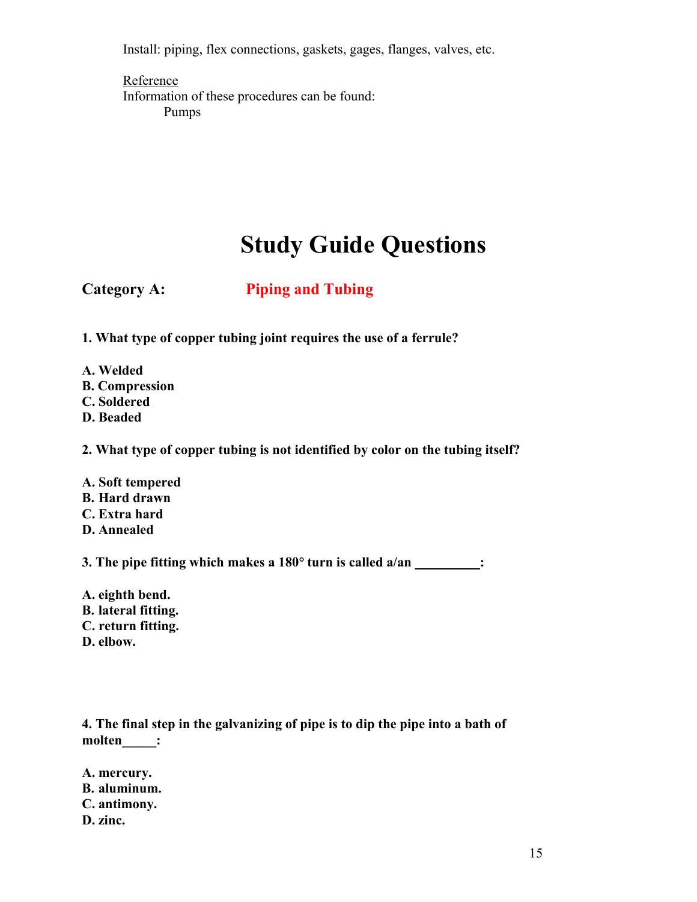Install: piping, flex connections, gaskets, gages, flanges, valves, etc.

Reference

Information of these procedures can be found:

Pumps

# Study Guide Questions

## Category A: Piping and Tubing

**1. What type of copper tubing joint requires the use of a ferrule?**

**A. Welded**
**B. Compression**
**C. Soldered**
**D. Beaded**

**2. What type of copper tubing is not identified by color on the tubing itself?**

**A. Soft tempered**
**B. Hard drawn**
**C. Extra hard**
**D. Annealed**

**3. The pipe fitting which makes a 180° turn is called a/an __________:**

**A. eighth bend.**
**B. lateral fitting.**
**C. return fitting.**
**D. elbow.**

**4. The final step in the galvanizing of pipe is to dip the pipe into a bath of molten_____:**

**A. mercury.**
**B. aluminum.**
**C. antimony.**
**D. zinc.**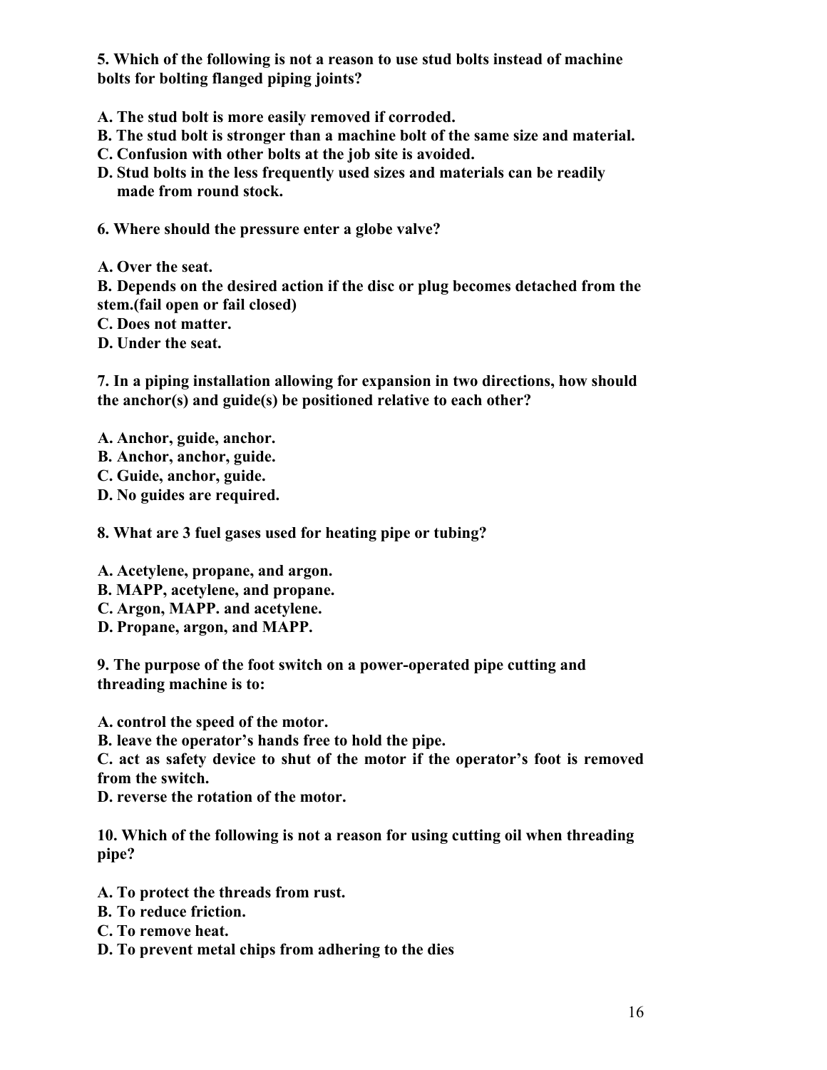**5. Which of the following is not a reason to use stud bolts instead of machine bolts for bolting flanged piping joints?**

**A. The stud bolt is more easily removed if corroded.**
**B. The stud bolt is stronger than a machine bolt of the same size and material.**
**C. Confusion with other bolts at the job site is avoided.**
**D. Stud bolts in the less frequently used sizes and materials can be readily made from round stock.**

**6. Where should the pressure enter a globe valve?**

**A. Over the seat.**
**B. Depends on the desired action if the disc or plug becomes detached from the stem.(fail open or fail closed)**
**C. Does not matter.**
**D. Under the seat.**

**7. In a piping installation allowing for expansion in two directions, how should the anchor(s) and guide(s) be positioned relative to each other?**

**A. Anchor, guide, anchor.**
**B. Anchor, anchor, guide.**
**C. Guide, anchor, guide.**
**D. No guides are required.**

**8. What are 3 fuel gases used for heating pipe or tubing?**

**A. Acetylene, propane, and argon.**
**B. MAPP, acetylene, and propane.**
**C. Argon, MAPP. and acetylene.**
**D. Propane, argon, and MAPP.**

**9. The purpose of the foot switch on a power-operated pipe cutting and threading machine is to:**

**A. control the speed of the motor.**
**B. leave the operator's hands free to hold the pipe.**
**C. act as safety device to shut of the motor if the operator's foot is removed from the switch.**
**D. reverse the rotation of the motor.**

**10. Which of the following is not a reason for using cutting oil when threading pipe?**

**A. To protect the threads from rust.**
**B. To reduce friction.**
**C. To remove heat.**
**D. To prevent metal chips from adhering to the dies**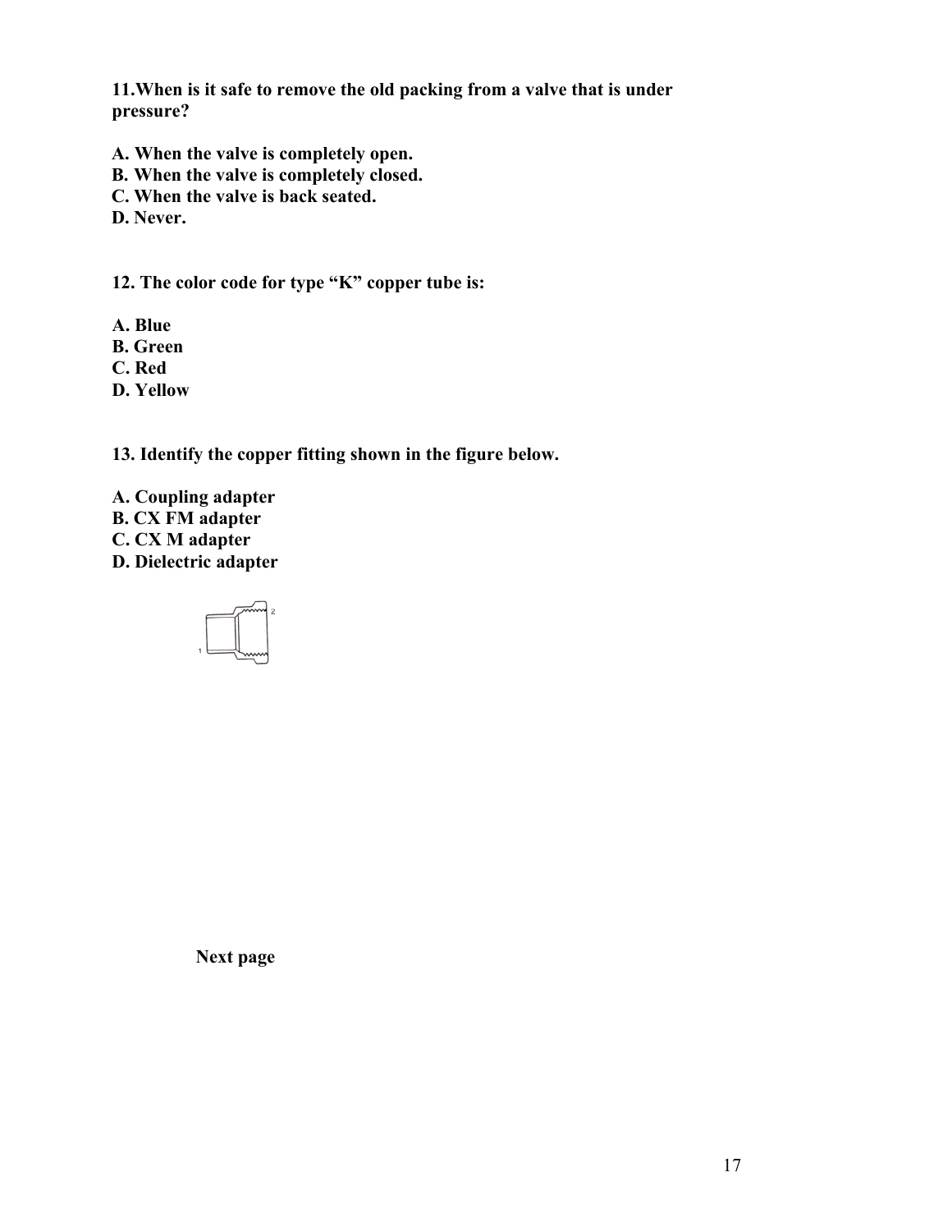**11.When is it safe to remove the old packing from a valve that is under pressure?**

**A. When the valve is completely open.**
**B. When the valve is completely closed.**
**C. When the valve is back seated.**
**D. Never.**

**12. The color code for type "K" copper tube is:**

**A. Blue**
**B. Green**
**C. Red**
**D. Yellow**

**13. Identify the copper fitting shown in the figure below.**

**A. Coupling adapter**
**B. CX FM adapter**
**C. CX M adapter**
**D. Dielectric adapter**

**Next page**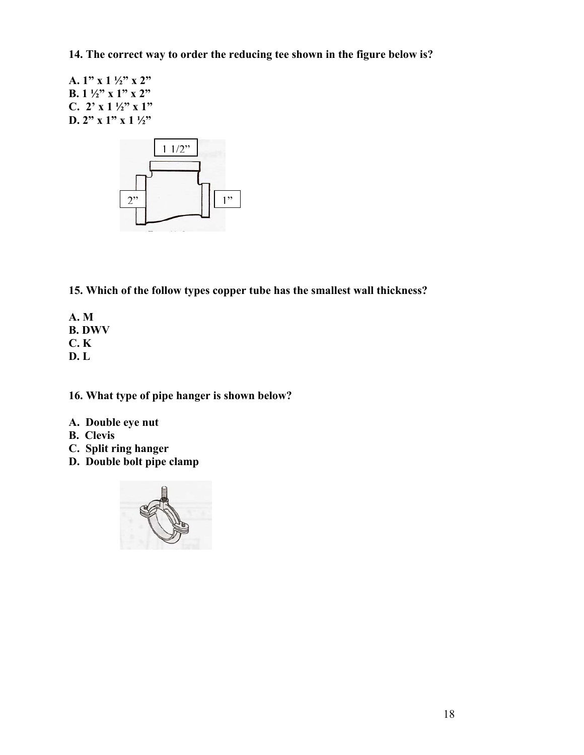**14. The correct way to order the reducing tee shown in the figure below is?**

**A. 1" x 1 ½" x 2"**
**B. 1 ½" x 1" x 2"**
**C. 2' x 1 ½" x 1"**
**D. 2" x 1" x 1 ½"**

1 1/2"

2"

1"

**15. Which of the follow types copper tube has the smallest wall thickness?**

**A. M**
**B. DWV**
**C. K**
**D. L**

**16. What type of pipe hanger is shown below?**

**A. Double eye nut**
**B. Clevis**
**C. Split ring hanger**
**D. Double bolt pipe clamp**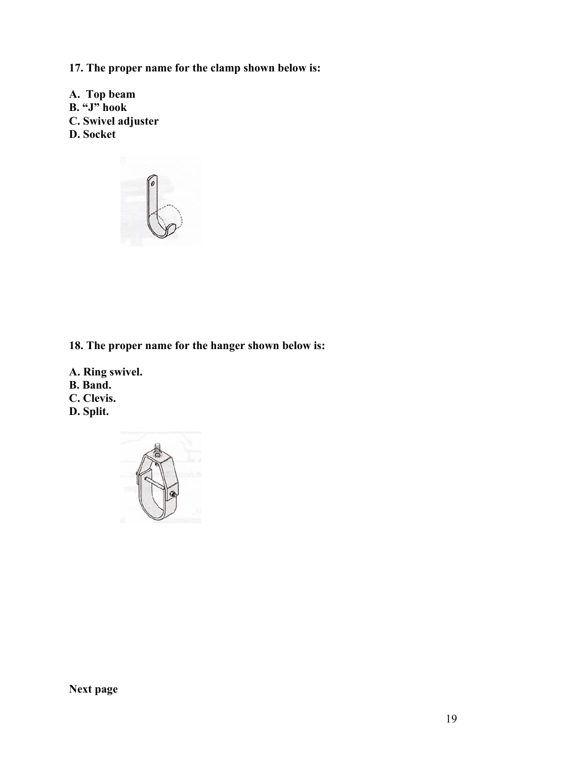**17. The proper name for the clamp shown below is:**

**A. Top beam**
**B. “J” hook**
**C. Swivel adjuster**
**D. Socket**

**18. The proper name for the hanger shown below is:**

**A. Ring swivel.**
**B. Band.**
**C. Clevis.**
**D. Split.**

**Next page**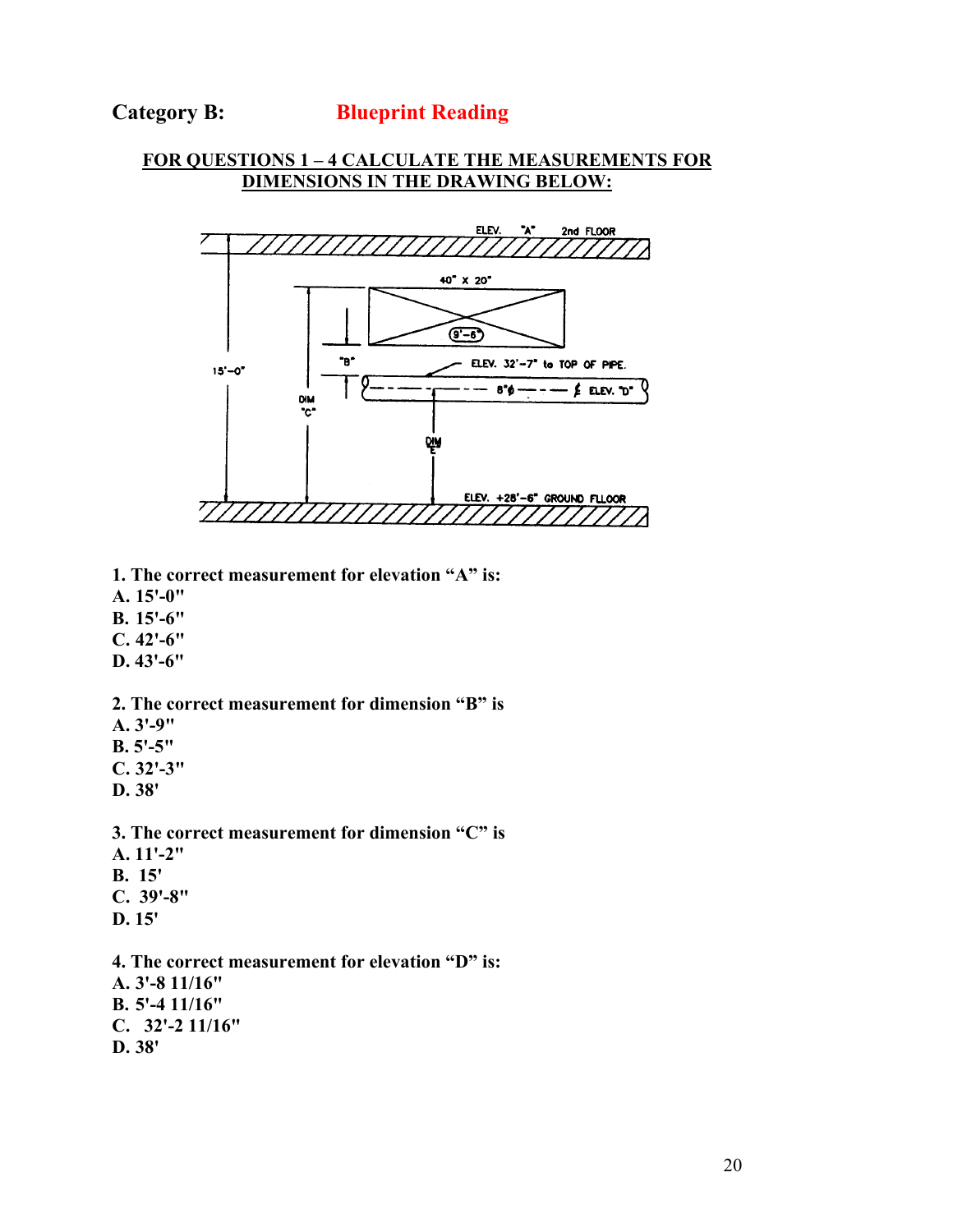**Category B:** **Blueprint Reading**

**FOR QUESTIONS 1 – 4 CALCULATE THE MEASUREMENTS FOR DIMENSIONS IN THE DRAWING BELOW:**

**1. The correct measurement for elevation "A" is:**
**A. 15'-0"**
**B. 15'-6"**
**C. 42'-6"**
**D. 43'-6"**

**2. The correct measurement for dimension "B" is**
**A. 3'-9"**
**B. 5'-5"**
**C. 32'-3"**
**D. 38'**

**3. The correct measurement for dimension "C" is**
**A. 11'-2"**
**B. 15'**
**C. 39'-8"**
**D. 15'**

**4. The correct measurement for elevation "D" is:**
**A. 3'-8 11/16"**
**B. 5'-4 11/16"**
**C. 32'-2 11/16"**
**D. 38'**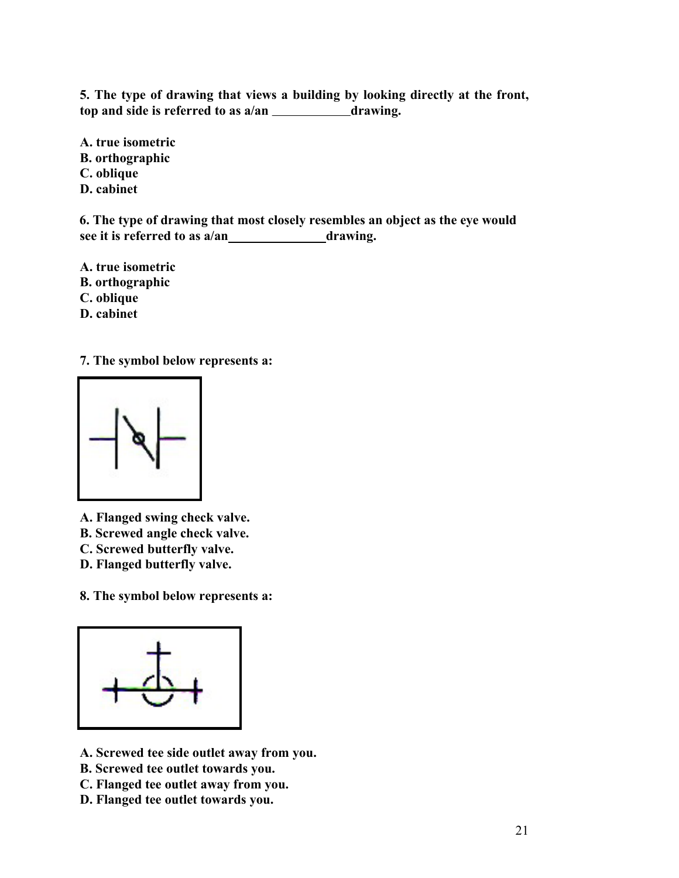**5. The type of drawing that views a building by looking directly at the front, top and side is referred to as a/an ____________drawing.**

**A. true isometric**
**B. orthographic**
**C. oblique**
**D. cabinet**

**6. The type of drawing that most closely resembles an object as the eye would see it is referred to as a/an _______________drawing.**

**A. true isometric**
**B. orthographic**
**C. oblique**
**D. cabinet**

**7. The symbol below represents a:**

**A. Flanged swing check valve.**
**B. Screwed angle check valve.**
**C. Screwed butterfly valve.**
**D. Flanged butterfly valve.**

**8. The symbol below represents a:**

**A. Screwed tee side outlet away from you.**
**B. Screwed tee outlet towards you.**
**C. Flanged tee outlet away from you.**
**D. Flanged tee outlet towards you.**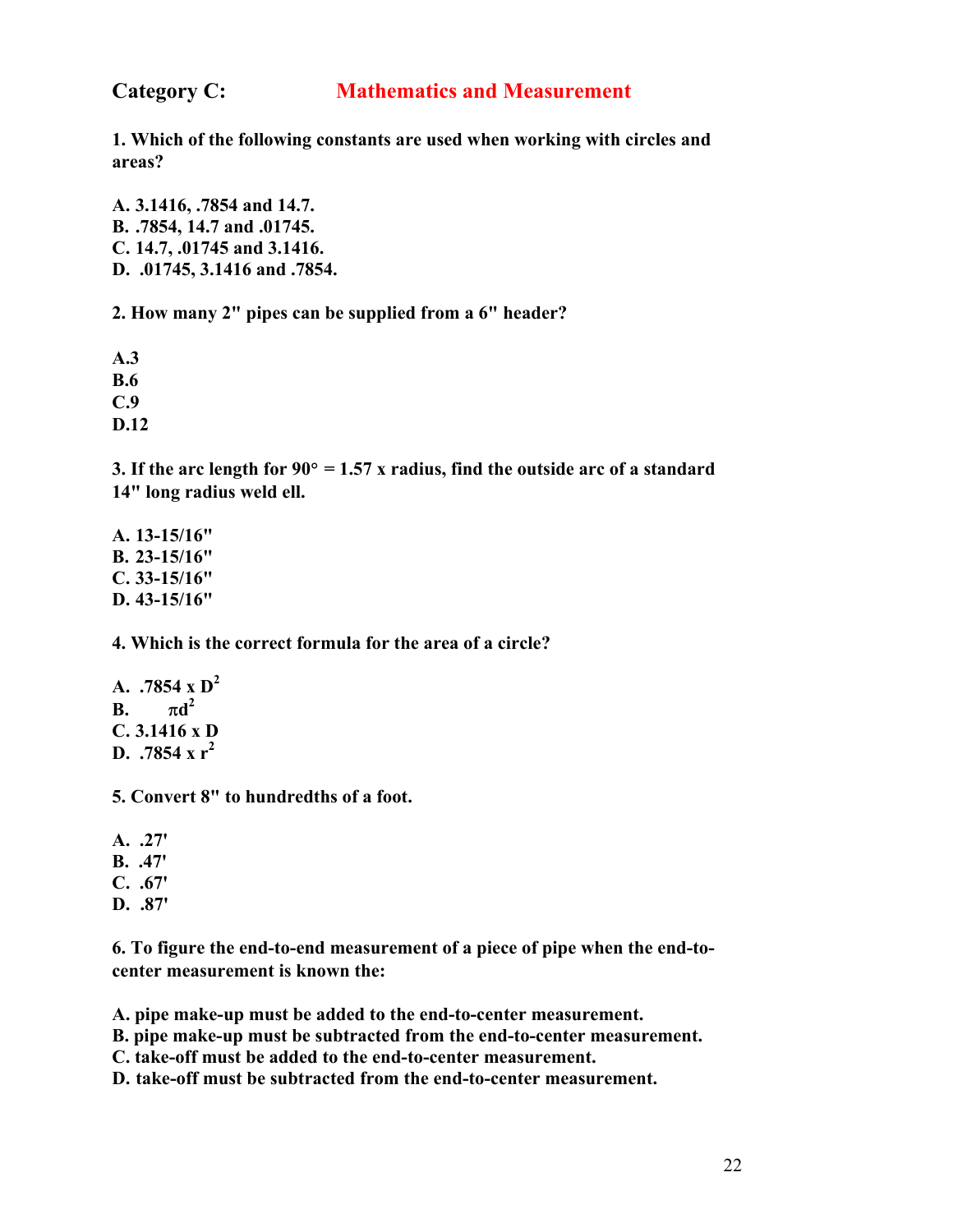## Category C: Mathematics and Measurement

**1. Which of the following constants are used when working with circles and areas?**

**A. 3.1416, .7854 and 14.7.**
**B. .7854, 14.7 and .01745.**
**C. 14.7, .01745 and 3.1416.**
**D. .01745, 3.1416 and .7854.**

**2. How many 2" pipes can be supplied from a 6" header?**

**A.3**
**B.6**
**C.9**
**D.12**

**3. If the arc length for 90° = 1.57 x radius, find the outside arc of a standard 14" long radius weld ell.**

**A. 13-15/16"**
**B. 23-15/16"**
**C. 33-15/16"**
**D. 43-15/16"**

**4. Which is the correct formula for the area of a circle?**

**A. $.7854 \times D^2$**
**B. $\pi d^2$**
**C. $3.1416 \times D$**
**D. $.7854 \times r^2$**

**5. Convert 8" to hundredths of a foot.**

**A. .27'**
**B. .47'**
**C. .67'**
**D. .87'**

**6. To figure the end-to-end measurement of a piece of pipe when the end-to-center measurement is known the:**

**A. pipe make-up must be added to the end-to-center measurement.**
**B. pipe make-up must be subtracted from the end-to-center measurement.**
**C. take-off must be added to the end-to-center measurement.**
**D. take-off must be subtracted from the end-to-center measurement.**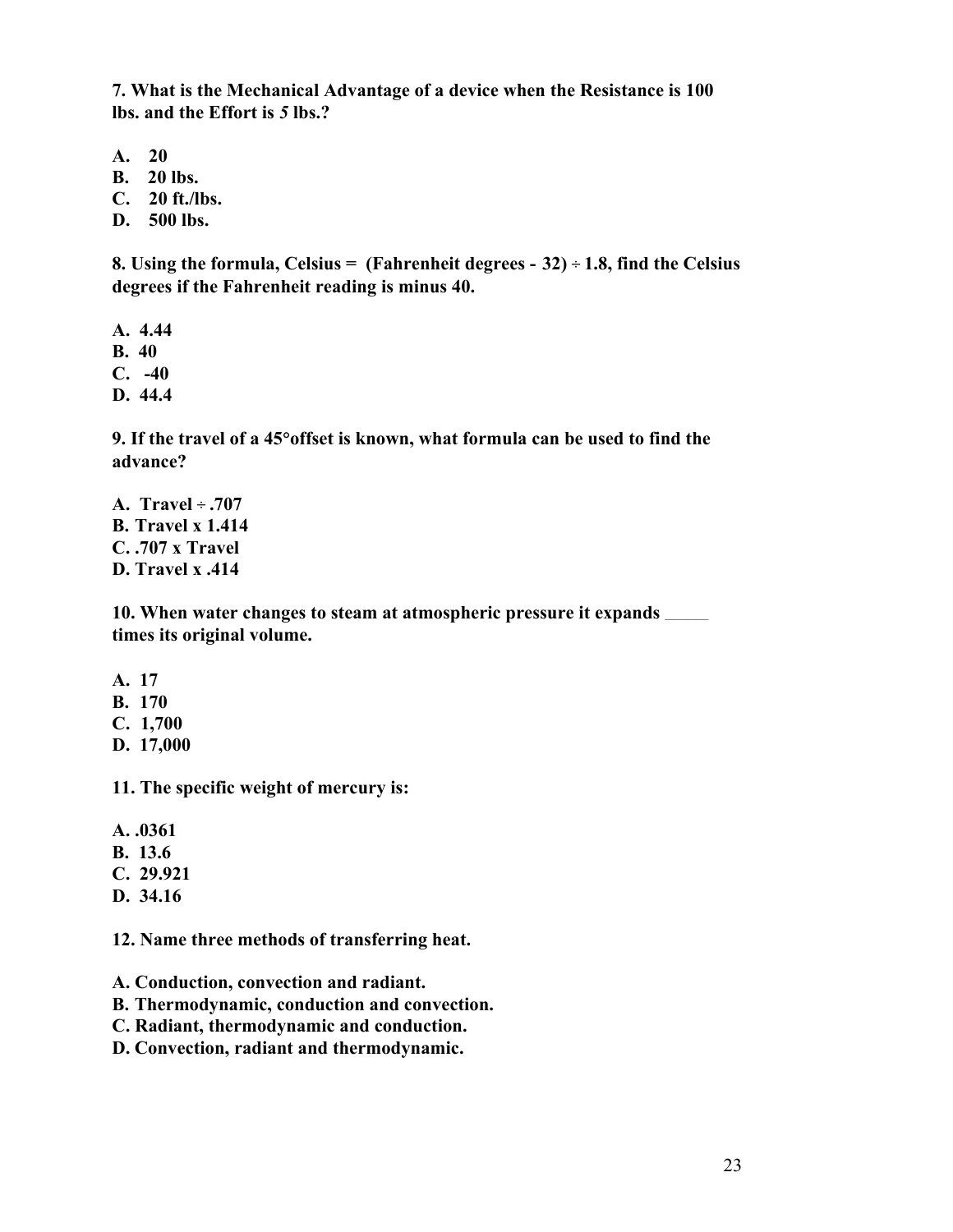**7. What is the Mechanical Advantage of a device when the Resistance is 100 lbs. and the Effort is 5 lbs.?**

**A. 20**
**B. 20 lbs.**
**C. 20 ft./lbs.**
**D. 500 lbs.**

**8. Using the formula, Celsius = (Fahrenheit degrees - 32) ÷ 1.8, find the Celsius degrees if the Fahrenheit reading is minus 40.**

**A. 4.44**
**B. 40**
**C. -40**
**D. 44.4**

**9. If the travel of a 45°offset is known, what formula can be used to find the advance?**

**A. Travel ÷ .707**
**B. Travel x 1.414**
**C. .707 x Travel**
**D. Travel x .414**

**10. When water changes to steam at atmospheric pressure it expands _____ times its original volume.**

**A. 17**
**B. 170**
**C. 1,700**
**D. 17,000**

**11. The specific weight of mercury is:**

**A. .0361**
**B. 13.6**
**C. 29.921**
**D. 34.16**

**12. Name three methods of transferring heat.**

**A. Conduction, convection and radiant.**
**B. Thermodynamic, conduction and convection.**
**C. Radiant, thermodynamic and conduction.**
**D. Convection, radiant and thermodynamic.**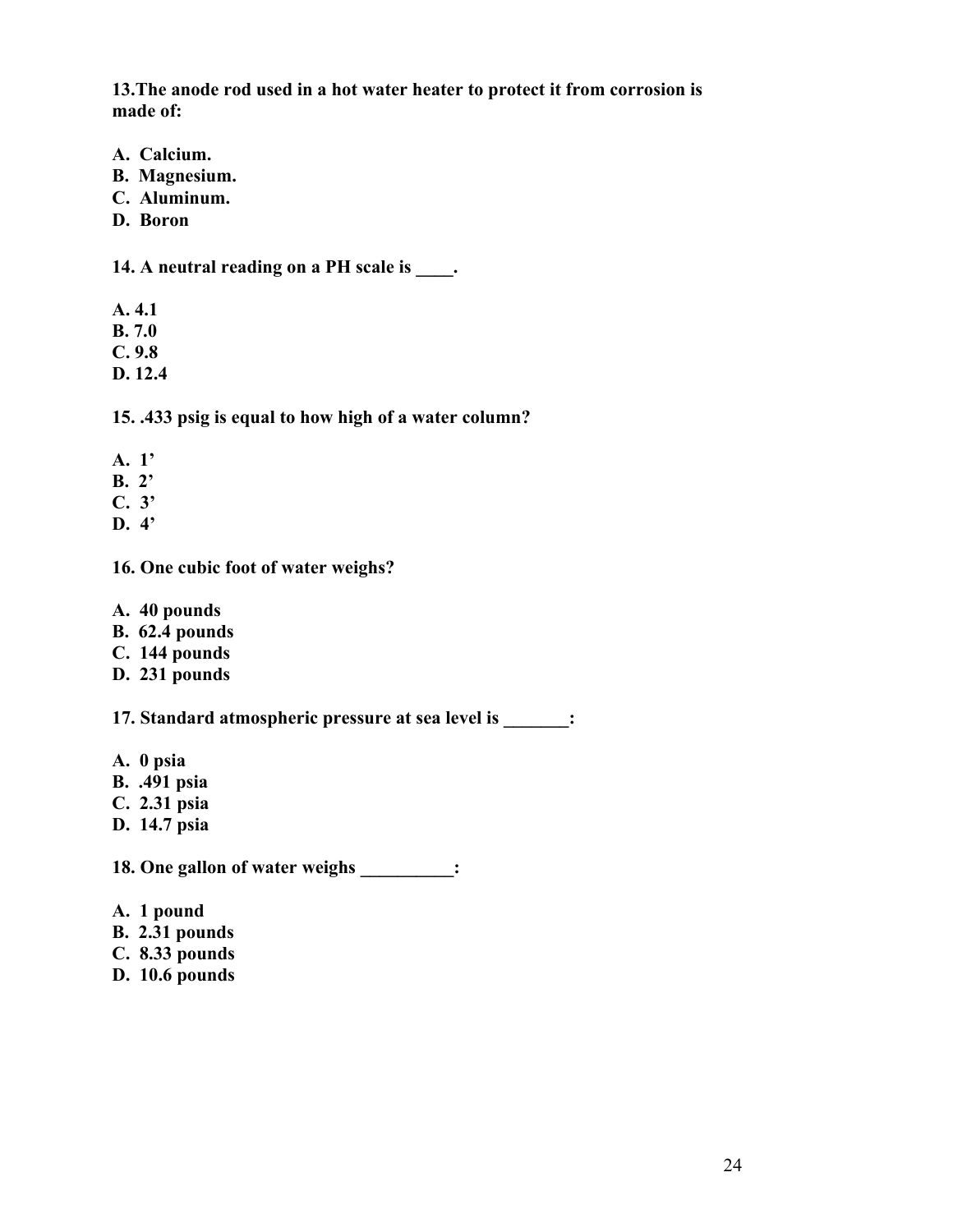**13.The anode rod used in a hot water heater to protect it from corrosion is made of:**

**A. Calcium.**
**B. Magnesium.**
**C. Aluminum.**
**D. Boron**

**14. A neutral reading on a PH scale is ____.**

**A. 4.1**
**B. 7.0**
**C. 9.8**
**D. 12.4**

**15. .433 psig is equal to how high of a water column?**

**A. 1'**
**B. 2'**
**C. 3'**
**D. 4'**

**16. One cubic foot of water weighs?**

**A. 40 pounds**
**B. 62.4 pounds**
**C. 144 pounds**
**D. 231 pounds**

**17. Standard atmospheric pressure at sea level is _______:**

**A. 0 psia**
**B. .491 psia**
**C. 2.31 psia**
**D. 14.7 psia**

**18. One gallon of water weighs __________:**

**A. 1 pound**
**B. 2.31 pounds**
**C. 8.33 pounds**
**D. 10.6 pounds**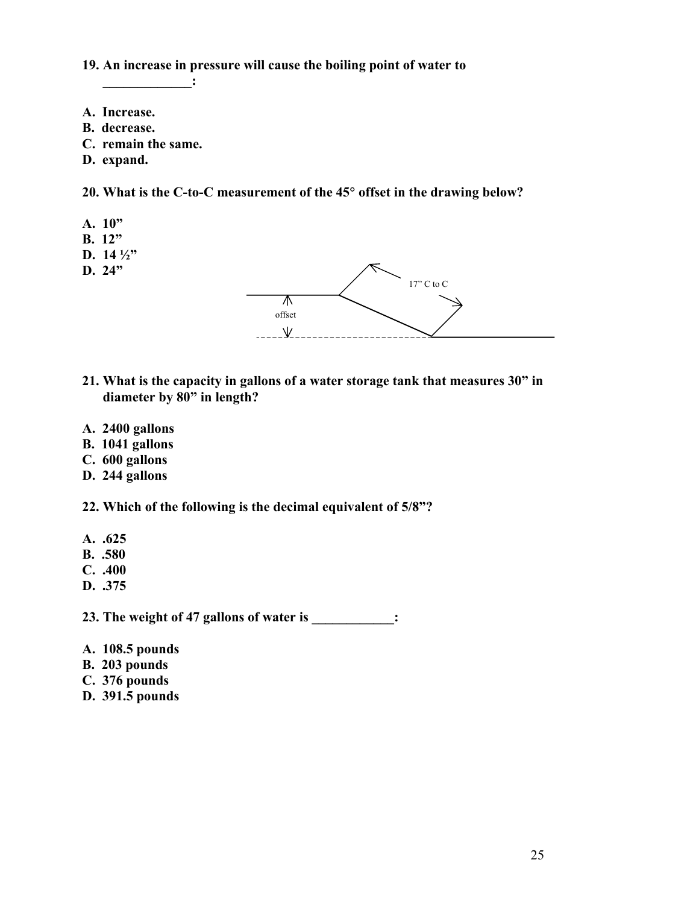**19. An increase in pressure will cause the boiling point of water to \_\_\_\_\_\_\_\_\_\_\_\_\_:**

**A. Increase.**
**B. decrease.**
**C. remain the same.**
**D. expand.**

**20. What is the C-to-C measurement of the 45° offset in the drawing below?**

**A. 10"**
**B. 12"**
**D. 14 ½"**
**D. 24"**

17" C to C

offset

**21. What is the capacity in gallons of a water storage tank that measures 30" in diameter by 80" in length?**

**A. 2400 gallons**
**B. 1041 gallons**
**C. 600 gallons**
**D. 244 gallons**

**22. Which of the following is the decimal equivalent of 5/8"?**

**A. .625**
**B. .580**
**C. .400**
**D. .375**

**23. The weight of 47 gallons of water is \_\_\_\_\_\_\_\_\_\_\_\_:**

**A. 108.5 pounds**
**B. 203 pounds**
**C. 376 pounds**
**D. 391.5 pounds**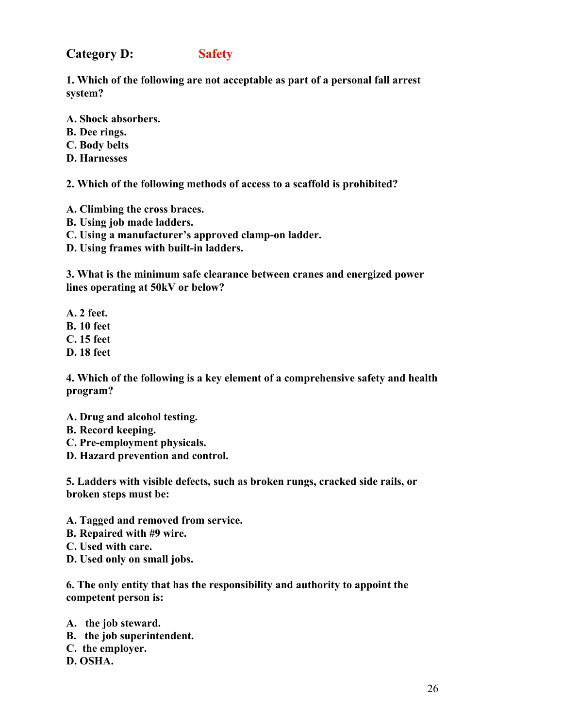## Category D: Safety

**1. Which of the following are not acceptable as part of a personal fall arrest system?**

**A. Shock absorbers.**
**B. Dee rings.**
**C. Body belts**
**D. Harnesses**

**2. Which of the following methods of access to a scaffold is prohibited?**

**A. Climbing the cross braces.**
**B. Using job made ladders.**
**C. Using a manufacturer's approved clamp-on ladder.**
**D. Using frames with built-in ladders.**

**3. What is the minimum safe clearance between cranes and energized power lines operating at 50kV or below?**

**A. 2 feet.**
**B. 10 feet**
**C. 15 feet**
**D. 18 feet**

**4. Which of the following is a key element of a comprehensive safety and health program?**

**A. Drug and alcohol testing.**
**B. Record keeping.**
**C. Pre-employment physicals.**
**D. Hazard prevention and control.**

**5. Ladders with visible defects, such as broken rungs, cracked side rails, or broken steps must be:**

**A. Tagged and removed from service.**
**B. Repaired with #9 wire.**
**C. Used with care.**
**D. Used only on small jobs.**

**6. The only entity that has the responsibility and authority to appoint the competent person is:**

**A. the job steward.**
**B. the job superintendent.**
**C. the employer.**
**D. OSHA.**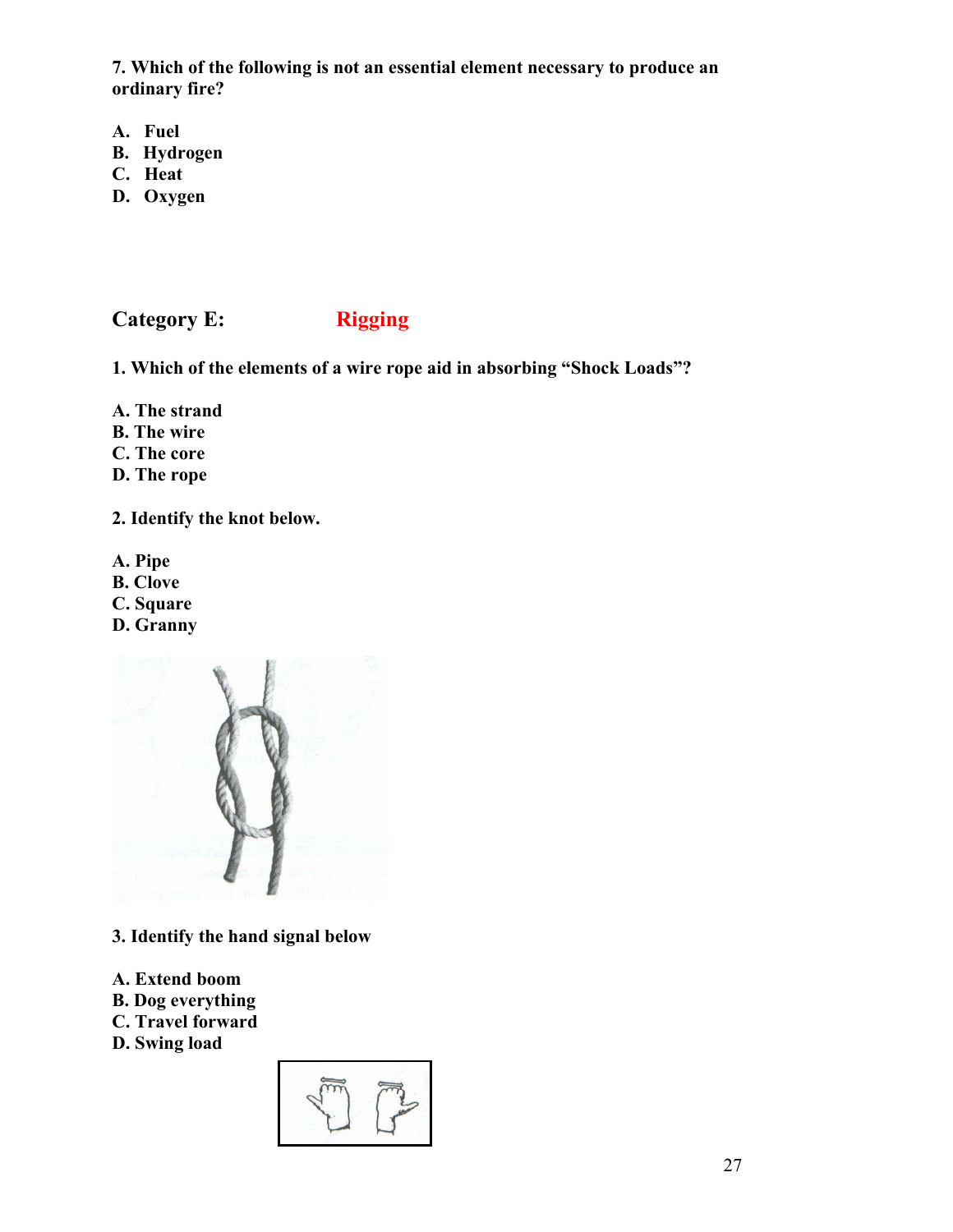**7. Which of the following is not an essential element necessary to produce an ordinary fire?**

**A. Fuel**
**B. Hydrogen**
**C. Heat**
**D. Oxygen**

## Category E: Rigging

**1. Which of the elements of a wire rope aid in absorbing "Shock Loads"?**

**A. The strand**
**B. The wire**
**C. The core**
**D. The rope**

**2. Identify the knot below.**

**A. Pipe**
**B. Clove**
**C. Square**
**D. Granny**

**3. Identify the hand signal below**

**A. Extend boom**
**B. Dog everything**
**C. Travel forward**
**D. Swing load**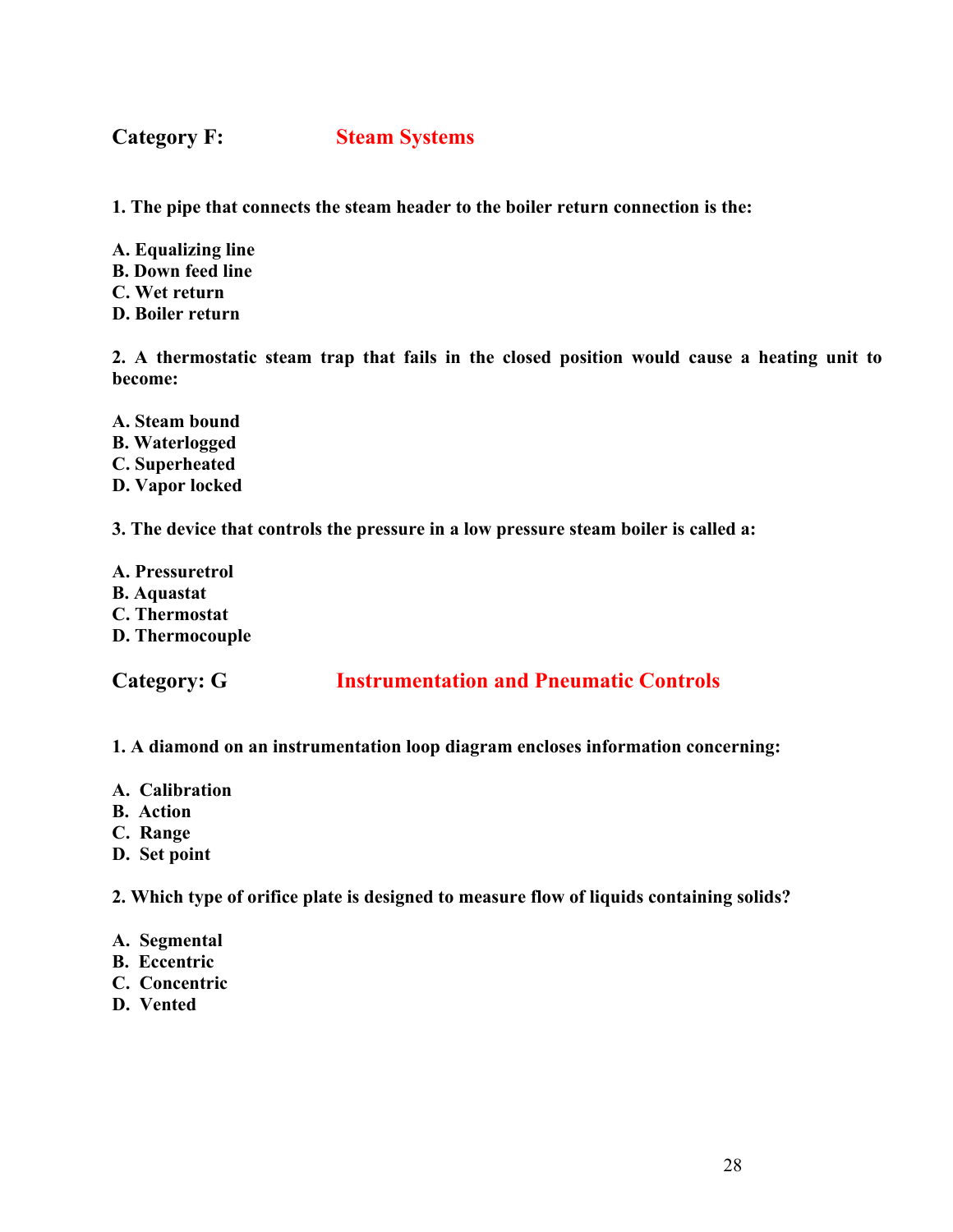## Category F: Steam Systems

**1. The pipe that connects the steam header to the boiler return connection is the:**

**A. Equalizing line**
**B. Down feed line**
**C. Wet return**
**D. Boiler return**

**2. A thermostatic steam trap that fails in the closed position would cause a heating unit to become:**

**A. Steam bound**
**B. Waterlogged**
**C. Superheated**
**D. Vapor locked**

**3. The device that controls the pressure in a low pressure steam boiler is called a:**

**A. Pressuretrol**
**B. Aquastat**
**C. Thermostat**
**D. Thermocouple**

## Category: G Instrumentation and Pneumatic Controls

**1. A diamond on an instrumentation loop diagram encloses information concerning:**

**A. Calibration**
**B. Action**
**C. Range**
**D. Set point**

**2. Which type of orifice plate is designed to measure flow of liquids containing solids?**

**A. Segmental**
**B. Eccentric**
**C. Concentric**
**D. Vented**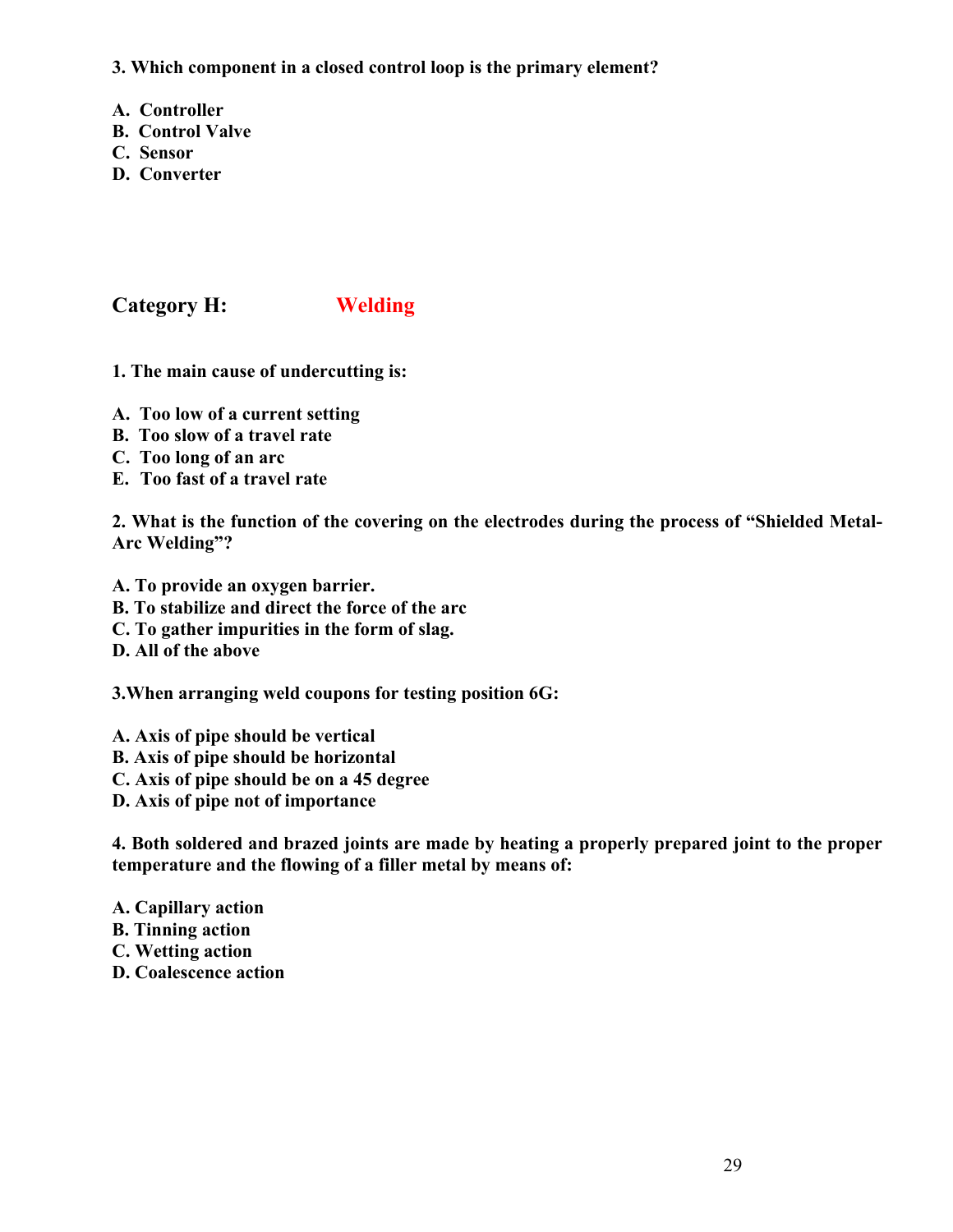**3. Which component in a closed control loop is the primary element?**

**A. Controller**
**B. Control Valve**
**C. Sensor**
**D. Converter**

## Category H: Welding

**1. The main cause of undercutting is:**

**A. Too low of a current setting**
**B. Too slow of a travel rate**
**C. Too long of an arc**
**E. Too fast of a travel rate**

**2. What is the function of the covering on the electrodes during the process of "Shielded Metal-Arc Welding"?**

**A. To provide an oxygen barrier.**
**B. To stabilize and direct the force of the arc**
**C. To gather impurities in the form of slag.**
**D. All of the above**

**3.When arranging weld coupons for testing position 6G:**

**A. Axis of pipe should be vertical**
**B. Axis of pipe should be horizontal**
**C. Axis of pipe should be on a 45 degree**
**D. Axis of pipe not of importance**

**4. Both soldered and brazed joints are made by heating a properly prepared joint to the proper temperature and the flowing of a filler metal by means of:**

**A. Capillary action**
**B. Tinning action**
**C. Wetting action**
**D. Coalescence action**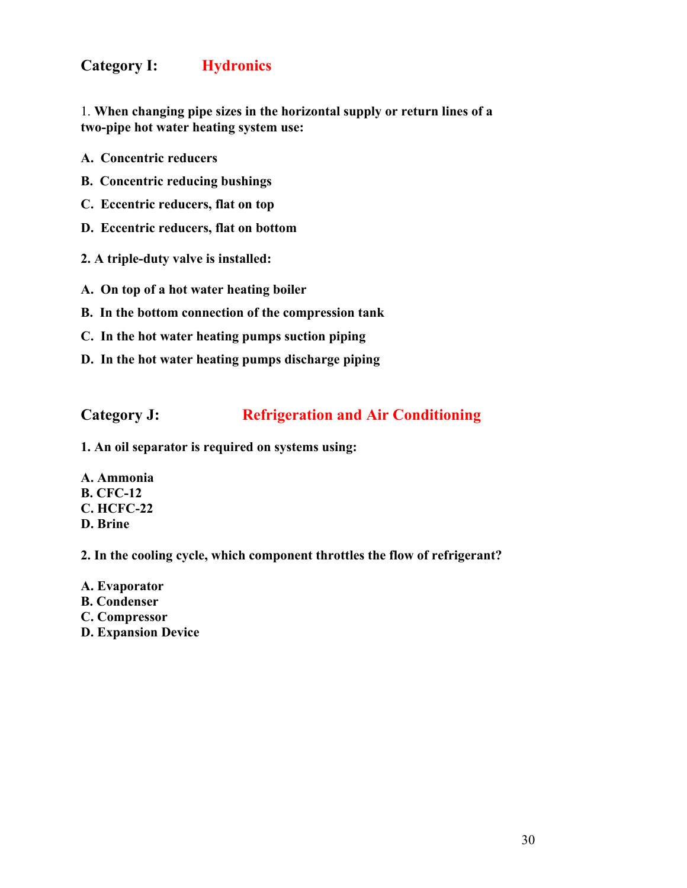## Category I: Hydronics

1. **When changing pipe sizes in the horizontal supply or return lines of a two-pipe hot water heating system use:**

**A. Concentric reducers**

**B. Concentric reducing bushings**

**C. Eccentric reducers, flat on top**

**D. Eccentric reducers, flat on bottom**

**2. A triple-duty valve is installed:**

**A. On top of a hot water heating boiler**

**B. In the bottom connection of the compression tank**

**C. In the hot water heating pumps suction piping**

**D. In the hot water heating pumps discharge piping**

## Category J: Refrigeration and Air Conditioning

**1. An oil separator is required on systems using:**

**A. Ammonia**
**B. CFC-12**
**C. HCFC-22**
**D. Brine**

**2. In the cooling cycle, which component throttles the flow of refrigerant?**

**A. Evaporator**
**B. Condenser**
**C. Compressor**
**D. Expansion Device**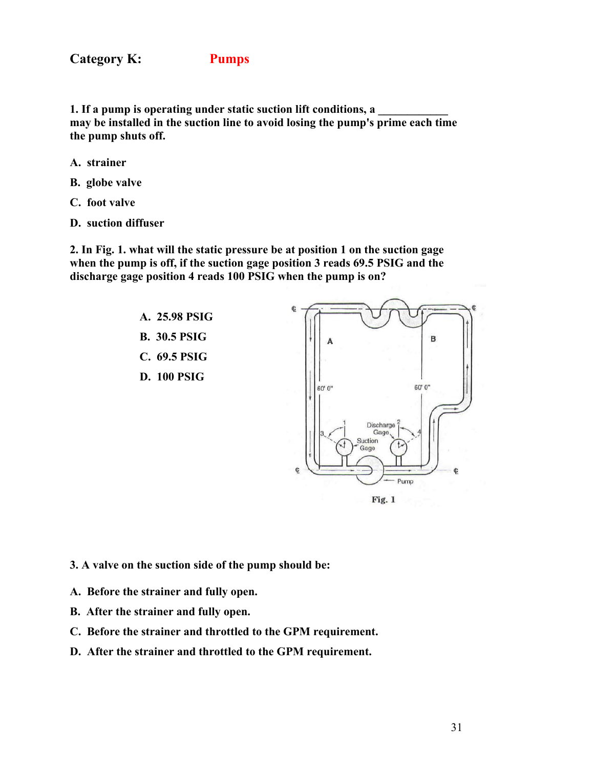**Category K:** **Pumps**

**1. If a pump is operating under static suction lift conditions, a ____________ may be installed in the suction line to avoid losing the pump's prime each time the pump shuts off.**

**A. strainer**

**B. globe valve**

**C. foot valve**

**D. suction diffuser**

**2. In Fig. 1. what will the static pressure be at position 1 on the suction gage when the pump is off, if the suction gage position 3 reads 69.5 PSIG and the discharge gage position 4 reads 100 PSIG when the pump is on?**

**A. 25.98 PSIG**

**B. 30.5 PSIG**

**C. 69.5 PSIG**

**D. 100 PSIG**

**Fig. 1**

**3. A valve on the suction side of the pump should be:**

**A. Before the strainer and fully open.**

**B. After the strainer and fully open.**

**C. Before the strainer and throttled to the GPM requirement.**

**D. After the strainer and throttled to the GPM requirement.**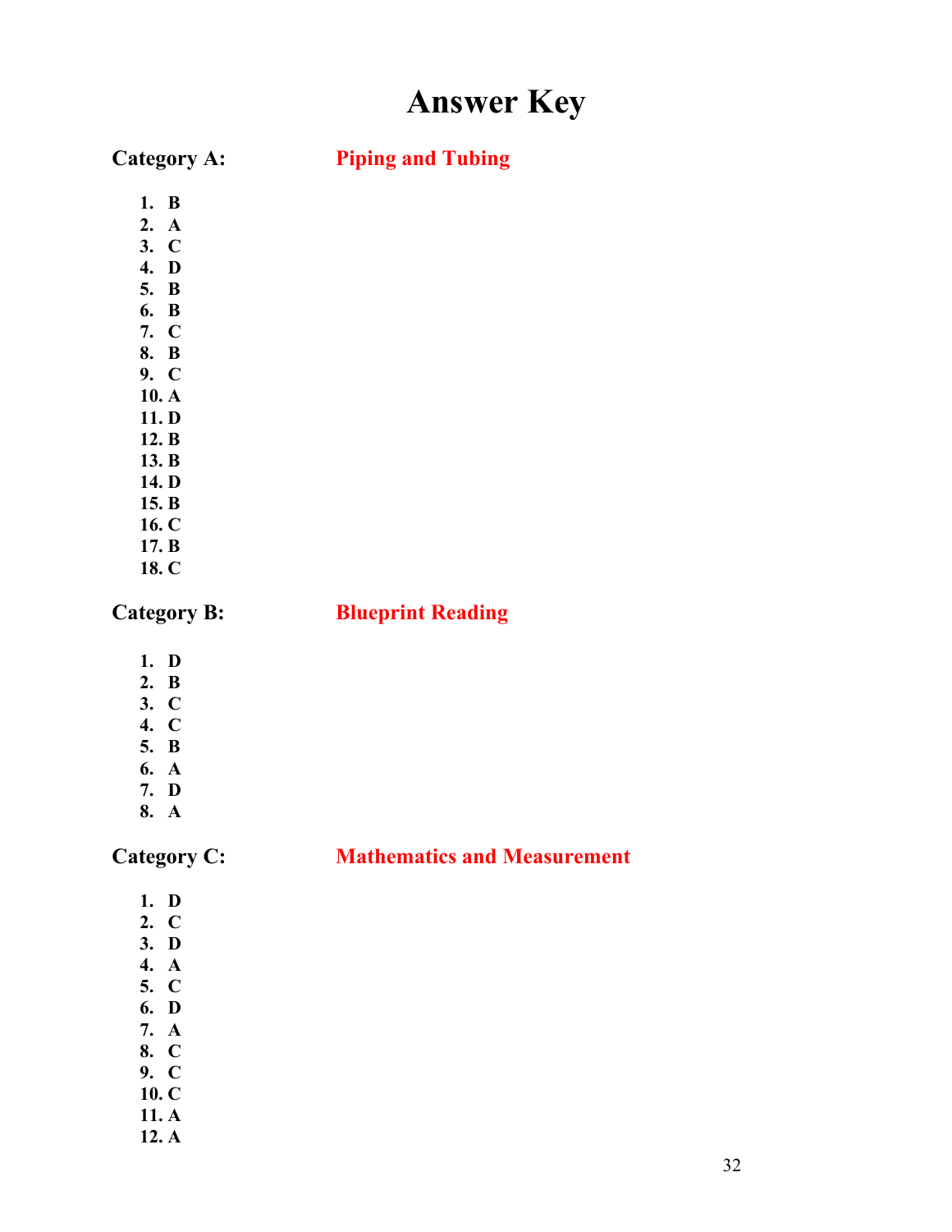# Answer Key

## Category A: Piping and Tubing

1. B
2. A
3. C
4. D
5. B
6. B
7. C
8. B
9. C
10. A
11. D
12. B
13. B
14. D
15. B
16. C
17. B
18. C

## Category B: Blueprint Reading

1. D
2. B
3. C
4. C
5. B
6. A
7. D
8. A

## Category C: Mathematics and Measurement

1. D
2. C
3. D
4. A
5. C
6. D
7. A
8. C
9. C
10. C
11. A
12. A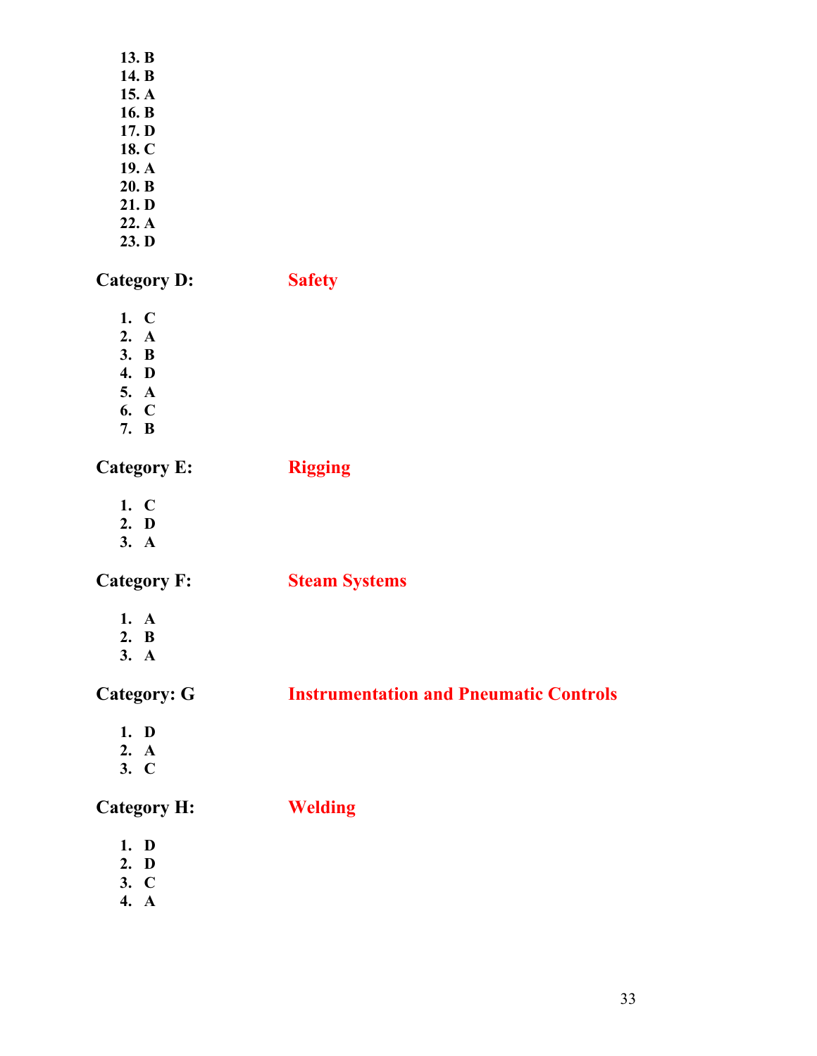13. B
14. B
15. A
16. B
17. D
18. C
19. A
20. B
21. D
22. A
23. D

## Category D: Safety

1. C
2. A
3. B
4. D
5. A
6. C
7. B

## Category E: Rigging

1. C
2. D
3. A

## Category F: Steam Systems

1. A
2. B
3. A

## Category: G Instrumentation and Pneumatic Controls

1. D
2. A
3. C

## Category H: Welding

1. D
2. D
3. C
4. A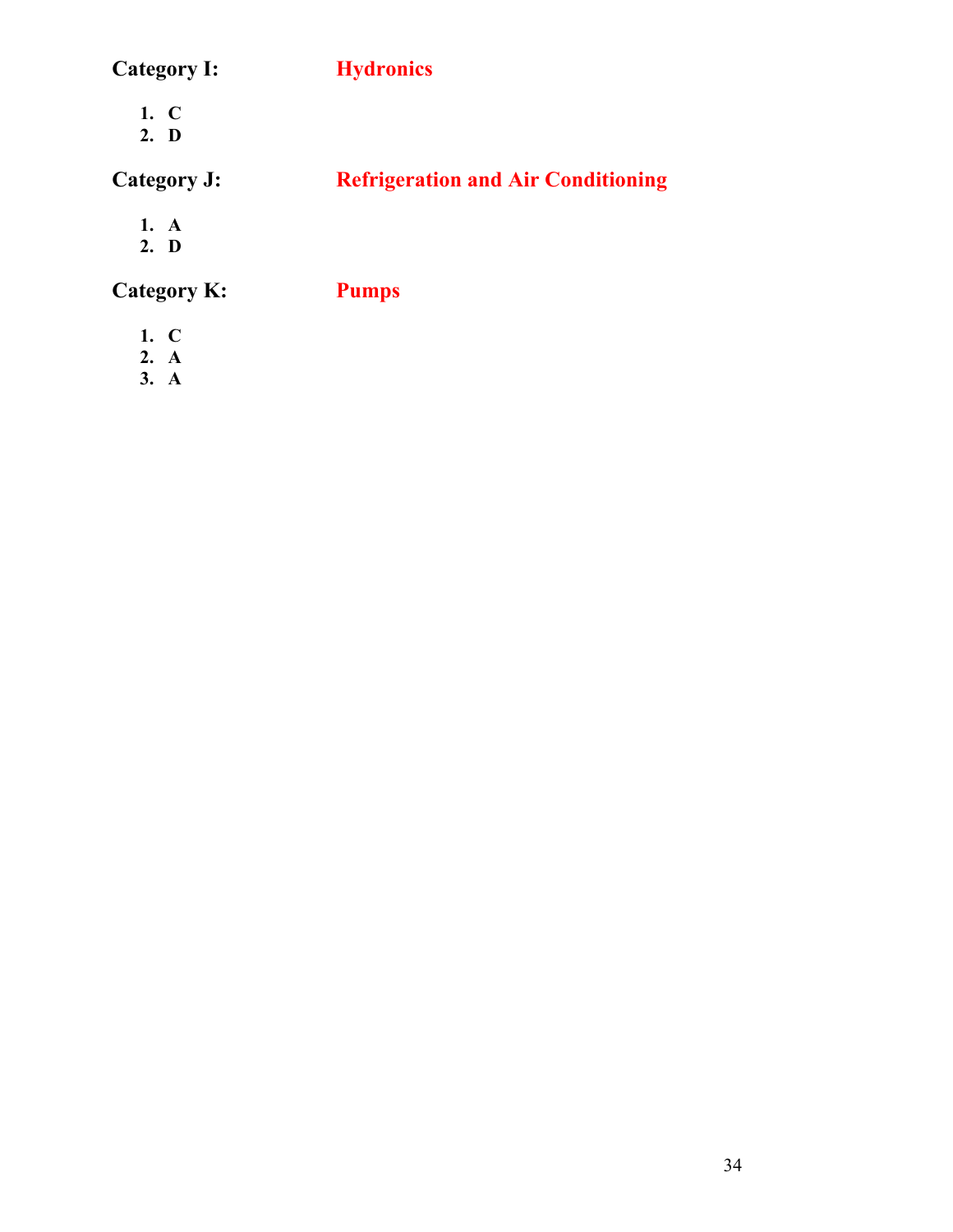## Category I: Hydronics

1. C
2. D

## Category J: Refrigeration and Air Conditioning

1. A
2. D

## Category K: Pumps

1. C
2. A
3. A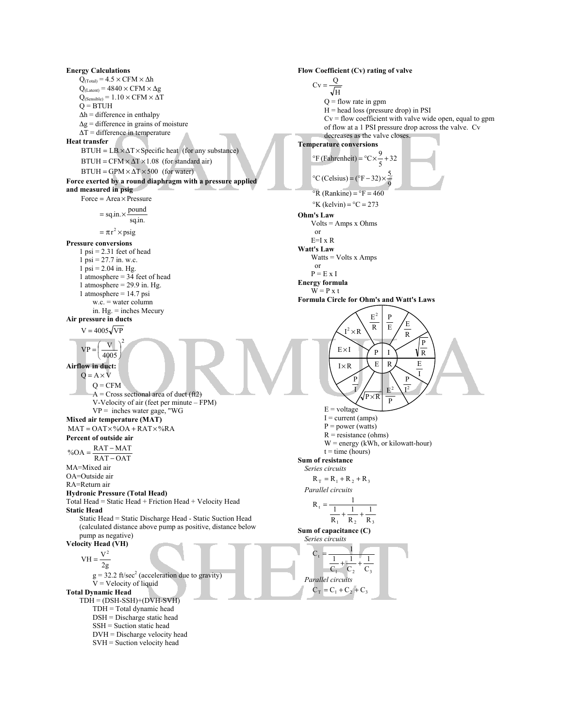**Energy Calculations**

$Q_{(Total)} = 4.5 \times CFM \times \Delta h$

$Q_{(Latent)} = 4840 \times CFM \times \Delta g$

$Q_{(Sensible)} = 1.10 \times CFM \times \Delta T$

Q = BTUH

Δh = difference in enthalpy

Δg = difference in grains of moisture

ΔT = difference in temperature

**Heat transfer**

$BTUH = LB. \times \Delta T \times \text{Specific heat}$ (for any substance)

$BTUH = CFM \times \Delta T \times 1.08$ (for standard air)

$BTUH = GPM \times \Delta T \times 500$ (for water)

**Force exerted by a round diaphragm with a pressure applied and measured in psig**

$$\text{Force} = \text{Area} \times \text{Pressure}$$

$$= \text{sq.in.} \times \frac{\text{pound}}{\text{sq.in.}}$$

$$= \pi r^2 \times \text{psig}$$

**Pressure conversions**

1 psi = 2.31 feet of head

1 psi = 27.7 in. w.c.

1 psi = 2.04 in. Hg.

1 atmosphere = 34 feet of head

1 atmosphere = 29.9 in. Hg.

1 atmosphere = 14.7 psi

w.c. = water column

in. Hg. = inches Mecury

**Air pressure in ducts**

$$V = 4005\sqrt{VP}$$

$$VP = \left(\frac{V}{4005}\right)^2$$

**Airflow in duct:**

$$Q = A \times V$$

Q = CFM

A = Cross sectional area of duct (ft2)

V-Velocity of air (feet per minute – FPM)

VP = inches water gage, "WG

**Mixed air temperature (MAT)**

$$MAT = OAT \times \%OA + RAT \times \%RA$$

**Percent of outside air**

$$\%OA = \frac{RAT - MAT}{RAT - OAT}$$

MA=Mixed air

OA=Outside air

RA=Return air

**Hydronic Pressure (Total Head)**

Total Head = Static Head + Friction Head + Velocity Head

**Static Head**

Static Head = Static Discharge Head - Static Suction Head (calculated distance above pump as positive, distance below pump as negative)

**Velocity Head (VH)**

$$VH = \frac{V^2}{2g}$$

g = 32.2 ft/sec² (acceleration due to gravity)

V = Velocity of liquid

**Total Dynamic Head**

TDH = (DSH-SSH)+(DVH-SVH)

TDH = Total dynamic head

DSH = Discharge static head

SSH = Suction static head

DVH = Discharge velocity head

SVH = Suction velocity head

**Flow Coefficient (Cv) rating of valve**

$$Cv = \frac{Q}{\sqrt{H}}$$

Q = flow rate in gpm

H = head loss (pressure drop) in PSI

Cv = flow coefficient with valve wide open, equal to gpm of flow at a 1 PSI pressure drop across the valve. Cv decreases as the valve closes.

**Temperature conversions**

$$°F\ (\text{Fahrenheit}) = °C \times \frac{9}{5} + 32$$

$$°C\ (\text{Celsius}) = (°F - 32) \times \frac{5}{9}$$

°R (Rankine) = °F = 460

°K (kelvin) = °C = 273

**Ohm's Law**

Volts = Amps x Ohms

or

E=I x R

**Watt's Law**

Watts = Volts x Amps

or

P = E x I

**Energy formula**

W = P x t

**Formula Circle for Ohm's and Watt's Laws**

| Center | Formulas |
|---|---|
| P | $E^2/R$, $I^2 \times R$, $E \times I$ |
| I | $P/E$, $E/R$, $\sqrt{P/R}$ |
| R | $E/I$, $P/I^2$, $E^2/P$ |
| E | $\sqrt{P \times R}$, $P/I$, $I \times R$ |

E = voltage

I = current (amps)

P = power (watts)

R = resistance (ohms)

W = energy (kWh, or kilowatt-hour)

t = time (hours)

**Sum of resistance**

*Series circuits*

$$R_T = R_1 + R_2 + R_3$$

*Parallel circuits*

$$R_t = \frac{1}{\frac{1}{R_1} + \frac{1}{R_2} + \frac{1}{R_3}}$$

**Sum of capacitance (C)**

*Series circuits*

$$C_t = \frac{1}{\frac{1}{C_1} + \frac{1}{C_2} + \frac{1}{C_3}}$$

*Parallel circuits*

$$C_T = C_1 + C_2 + C_3$$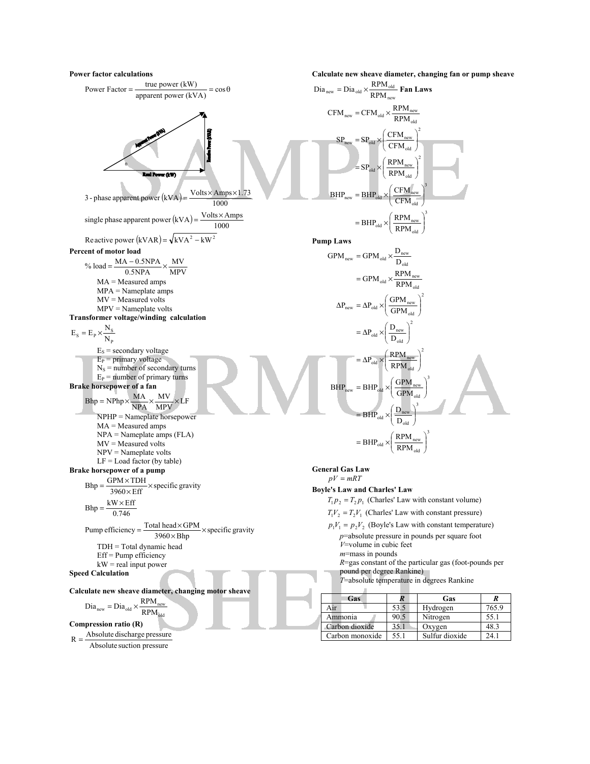**Power factor calculations**

$$\text{Power Factor} = \frac{\text{true power (kW)}}{\text{apparent power (kVA)}} = \cos\theta$$

Apparent Power (kVA)

Reactive Power (kVAR)

θ

Real Power (kW)

$$\text{3 - phase apparent power (kVA)} = \frac{\text{Volts} \times \text{Amps} \times 1.73}{1000}$$

$$\text{single phase apparent power (kVA)} = \frac{\text{Volts} \times \text{Amps}}{1000}$$

$$\text{Reactive power (kVAR)} = \sqrt{\text{kVA}^2 - \text{kW}^2}$$

**Percent of motor load**

$$\%\ \text{load} = \frac{\text{MA} - 0.5\text{NPA}}{0.5\text{NPA}} \times \frac{\text{MV}}{\text{MPV}}$$

MA = Measured amps
MPA = Nameplate amps
MV = Measured volts
MPV = Nameplate volts

**Transformer voltage/winding calculation**

$$E_S = E_P \times \frac{N_S}{N_P}$$

$E_S$ = secondary voltage
$E_P$ = primary voltage
$N_S$ = number of secondary turns
$E_P$ = number of primary turns

**Brake horsepower of a fan**

$$\text{Bhp} = \text{NPhp} \times \frac{\text{MA}}{\text{NPA}} \times \frac{\text{MV}}{\text{MPV}} \times \text{LF}$$

NPHP = Nameplate horsepower
MA = Measured amps
NPA = Nameplate amps (FLA)
MV = Measured volts
NPV = Nameplate volts
LF = Load factor (by table)

**Brake horsepower of a pump**

$$\text{Bhp} = \frac{\text{GPM} \times \text{TDH}}{3960 \times \text{Eff}} \times \text{specific gravity}$$

$$\text{Bhp} = \frac{\text{kW} \times \text{Eff}}{0.746}$$

$$\text{Pump efficiency} = \frac{\text{Total head} \times \text{GPM}}{3960 \times \text{Bhp}} \times \text{specific gravity}$$

TDH = Total dynamic head
Eff = Pump efficiency
kW = real input power

**Speed Calculation**

**Calculate new sheave diameter, changing motor sheave**

$$\text{Dia}_{\text{new}} = \text{Dia}_{\text{old}} \times \frac{\text{RPM}_{\text{new}}}{\text{RPM}_{\text{old}}}$$

**Compression ratio (R)**

$$R = \frac{\text{Absolute discharge pressure}}{\text{Absolute suction pressure}}$$

**Calculate new sheave diameter, changing fan or pump sheave**

$$\text{Dia}_{\text{new}} = \text{Dia}_{\text{old}} \times \frac{\text{RPM}_{\text{old}}}{\text{RPM}_{\text{new}}}$$

**Fan Laws**

$$\text{CFM}_{\text{new}} = \text{CFM}_{\text{old}} \times \frac{\text{RPM}_{\text{new}}}{\text{RPM}_{\text{old}}}$$

$$\text{SP}_{\text{new}} = \text{SP}_{\text{old}} \times \left(\frac{\text{CFM}_{\text{new}}}{\text{CFM}_{\text{old}}}\right)^2 = \text{SP}_{\text{old}} \times \left(\frac{\text{RPM}_{\text{new}}}{\text{RPM}_{\text{old}}}\right)^2$$

$$\text{BHP}_{\text{new}} = \text{BHP}_{\text{old}} \times \left(\frac{\text{CFM}_{\text{new}}}{\text{CFM}_{\text{old}}}\right)^3 = \text{BHP}_{\text{old}} \times \left(\frac{\text{RPM}_{\text{new}}}{\text{RPM}_{\text{old}}}\right)^3$$

**Pump Laws**

$$\text{GPM}_{\text{new}} = \text{GPM}_{\text{old}} \times \frac{\text{D}_{\text{new}}}{\text{D}_{\text{old}}} = \text{GPM}_{\text{old}} \times \frac{\text{RPM}_{\text{new}}}{\text{RPM}_{\text{old}}}$$

$$\Delta\text{P}_{\text{new}} = \Delta\text{P}_{\text{old}} \times \left(\frac{\text{GPM}_{\text{new}}}{\text{GPM}_{\text{old}}}\right)^2 = \Delta\text{P}_{\text{old}} \times \left(\frac{\text{D}_{\text{new}}}{\text{D}_{\text{old}}}\right)^2 = \Delta\text{P}_{\text{old}} \times \left(\frac{\text{RPM}_{\text{new}}}{\text{RPM}_{\text{old}}}\right)^2$$

$$\text{BHP}_{\text{new}} = \text{BHP}_{\text{old}} \times \left(\frac{\text{GPM}_{\text{new}}}{\text{GPM}_{\text{old}}}\right)^3 = \text{BHP}_{\text{old}} \times \left(\frac{\text{D}_{\text{new}}}{\text{D}_{\text{old}}}\right)^3 = \text{BHP}_{\text{old}} \times \left(\frac{\text{RPM}_{\text{new}}}{\text{RPM}_{\text{old}}}\right)^3$$

**General Gas Law**

$pV = mRT$

**Boyle's Law and Charles' Law**

$T_1 p_2 = T_2 p_1$ (Charles' Law with constant volume)

$T_1 V_2 = T_2 V_1$ (Charles' Law with constant pressure)

$p_1 V_1 = p_2 V_2$ (Boyle's Law with constant temperature)

$p$=absolute pressure in pounds per square foot
$V$=volume in cubic feet
$m$=mass in pounds
$R$=gas constant of the particular gas (foot-pounds per pound per degree Rankine)
$T$=absolute temperature in degrees Rankine

| Gas | *R* | Gas | *R* |
|---|---|---|---|
| Air | 53.5 | Hydrogen | 765.9 |
| Ammonia | 90.5 | Nitrogen | 55.1 |
| Carbon dioxide | 35.1 | Oxygen | 48.3 |
| Carbon monoxide | 55.1 | Sulfur dioxide | 24.1 |